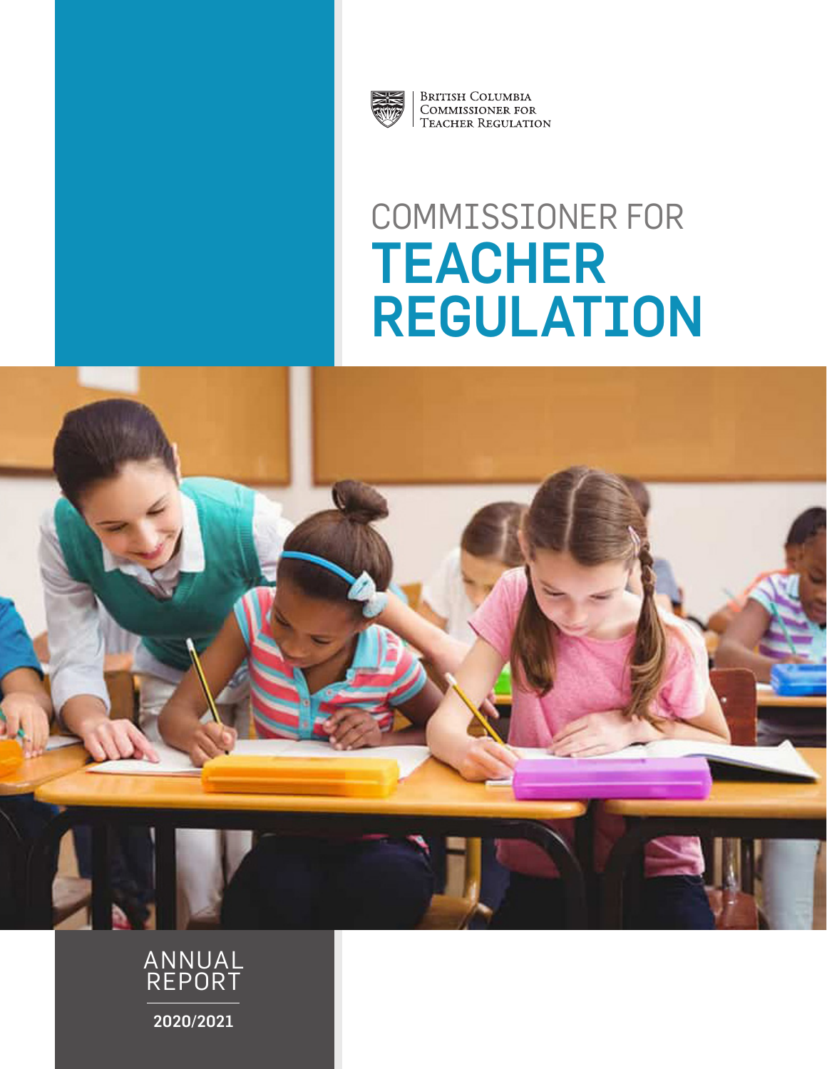British Columbia Commissioner for Teacher Regulation

# COMMISSIONER FOR TEACHER REGULATION

ANNUAL REPORT

**2020/2021**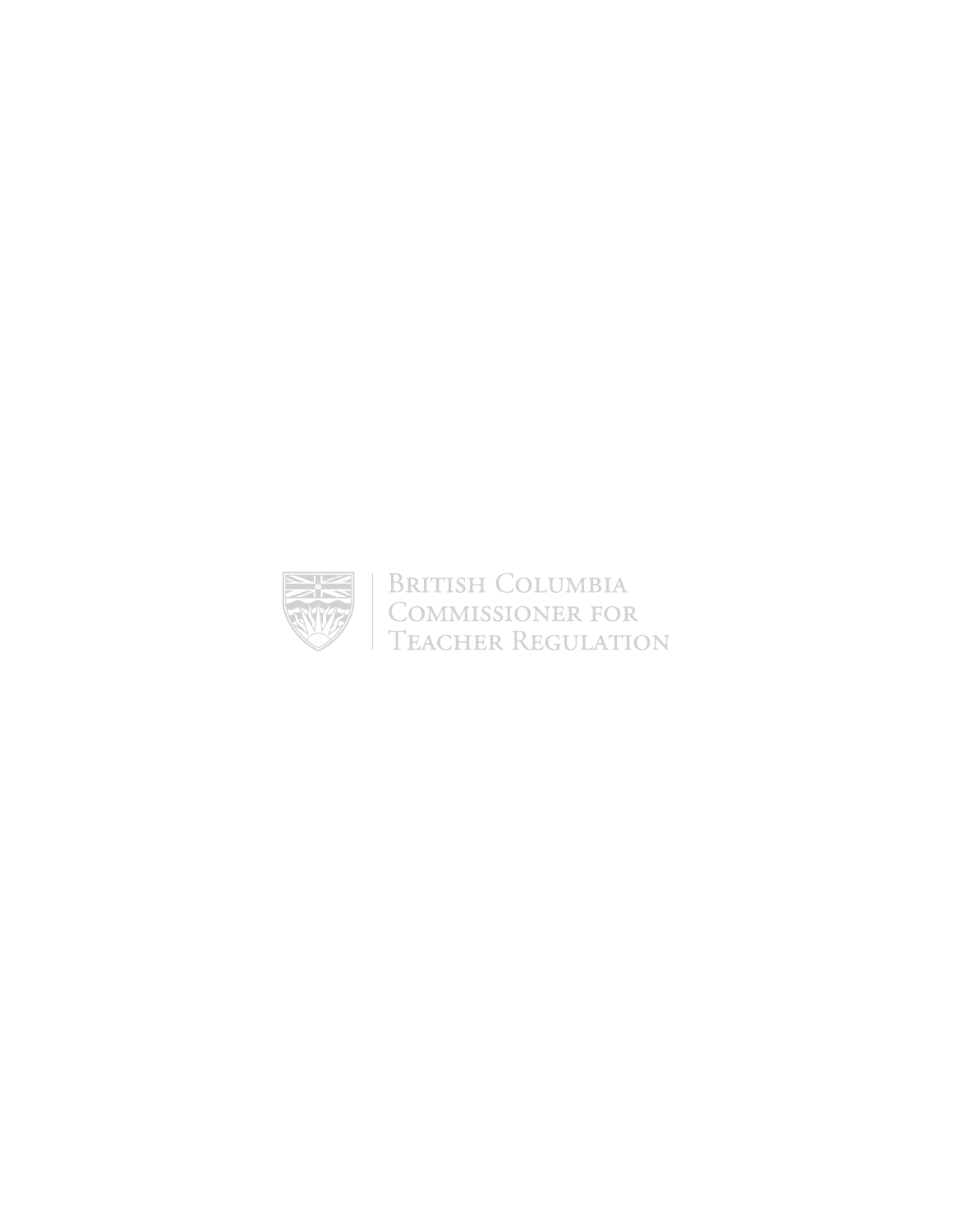British Columbia
Commissioner for
Teacher Regulation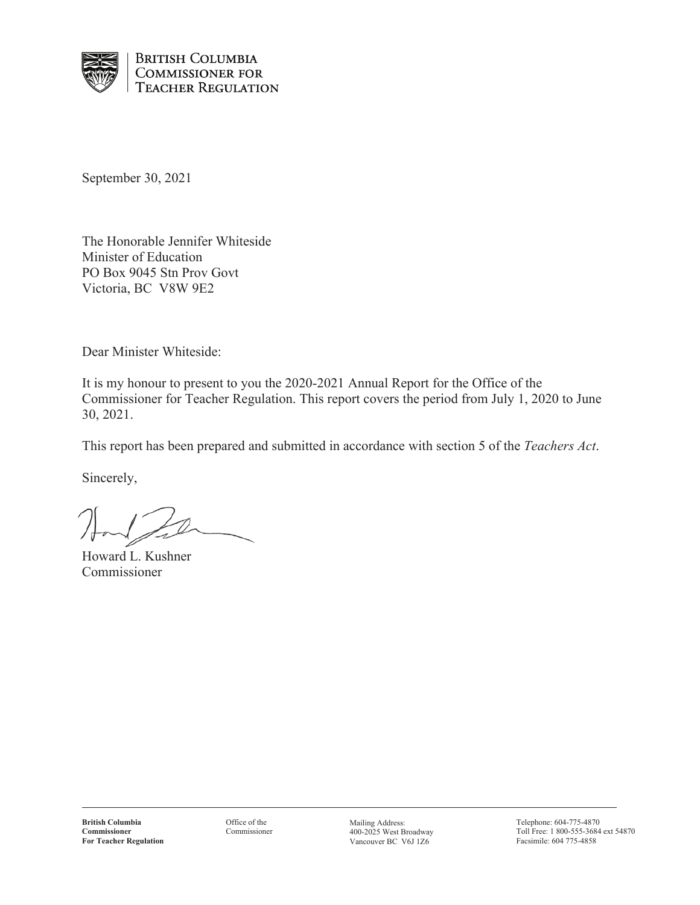**British Columbia Commissioner for Teacher Regulation**

September 30, 2021

The Honorable Jennifer Whiteside
Minister of Education
PO Box 9045 Stn Prov Govt
Victoria, BC V8W 9E2

Dear Minister Whiteside:

It is my honour to present to you the 2020-2021 Annual Report for the Office of the Commissioner for Teacher Regulation. This report covers the period from July 1, 2020 to June 30, 2021.

This report has been prepared and submitted in accordance with section 5 of the *Teachers Act*.

Sincerely,

Howard L. Kushner
Commissioner

---

**British Columbia Commissioner For Teacher Regulation**

Office of the Commissioner

Mailing Address:
400-2025 West Broadway
Vancouver BC V6J 1Z6

Telephone: 604-775-4870
Toll Free: 1 800-555-3684 ext 54870
Facsimile: 604 775-4858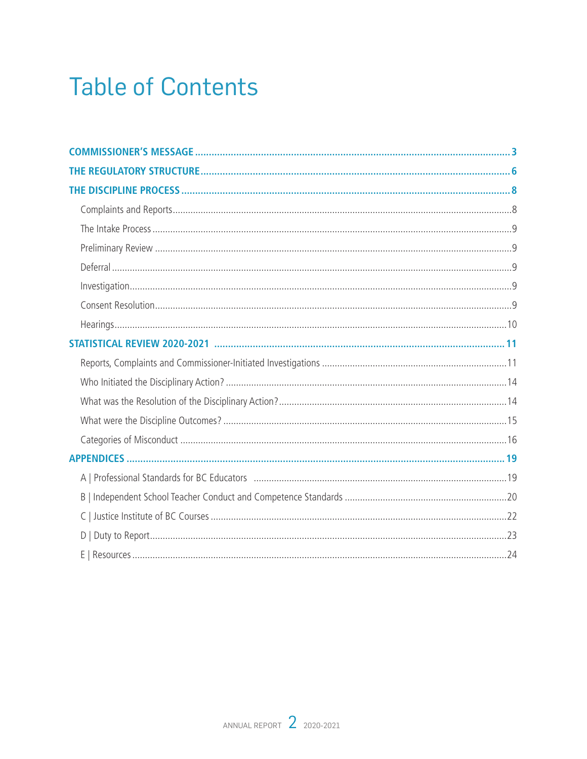# Table of Contents

**COMMISSIONER'S MESSAGE** .......... 3

**THE REGULATORY STRUCTURE** .......... 6

**THE DISCIPLINE PROCESS** .......... 8

- Complaints and Reports .......... 8
- The Intake Process .......... 9
- Preliminary Review .......... 9
- Deferral .......... 9
- Investigation .......... 9
- Consent Resolution .......... 9
- Hearings .......... 10

**STATISTICAL REVIEW 2020-2021** .......... 11

- Reports, Complaints and Commissioner-Initiated Investigations .......... 11
- Who Initiated the Disciplinary Action? .......... 14
- What was the Resolution of the Disciplinary Action? .......... 14
- What were the Discipline Outcomes? .......... 15
- Categories of Misconduct .......... 16

**APPENDICES** .......... 19

- A | Professional Standards for BC Educators .......... 19
- B | Independent School Teacher Conduct and Competence Standards .......... 20
- C | Justice Institute of BC Courses .......... 22
- D | Duty to Report .......... 23
- E | Resources .......... 24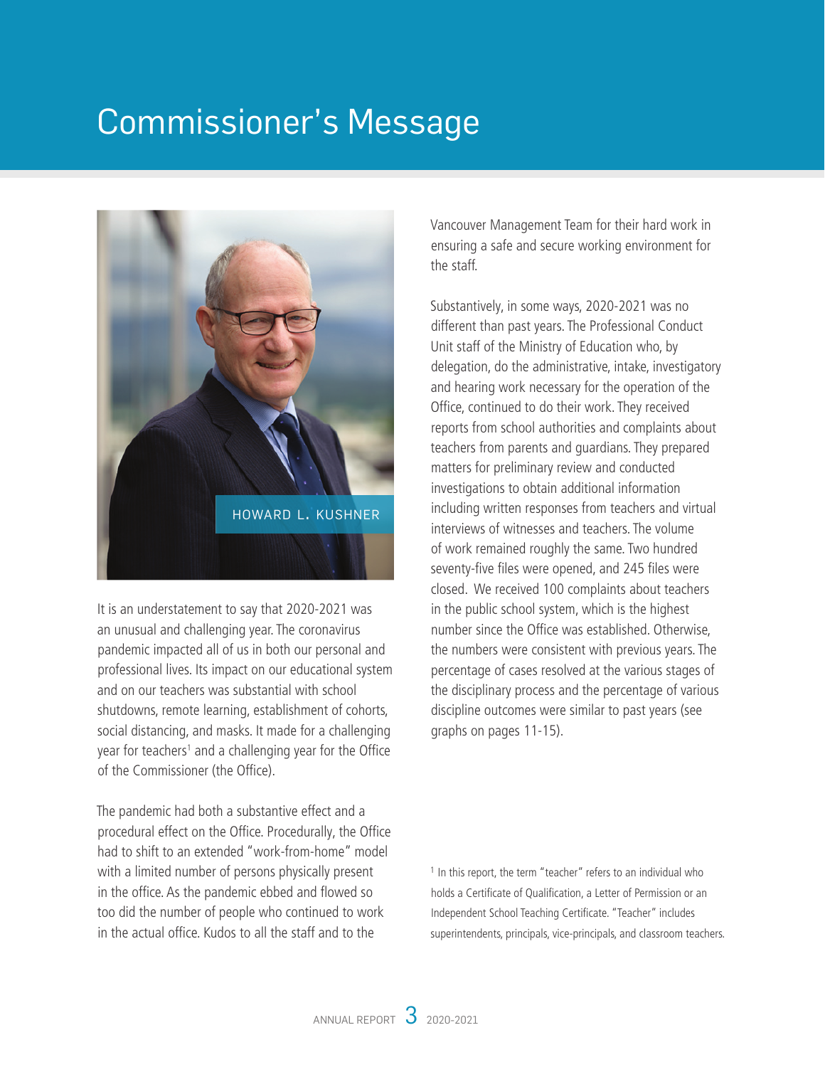# Commissioner's Message

HOWARD L. KUSHNER

It is an understatement to say that 2020-2021 was an unusual and challenging year. The coronavirus pandemic impacted all of us in both our personal and professional lives. Its impact on our educational system and on our teachers was substantial with school shutdowns, remote learning, establishment of cohorts, social distancing, and masks. It made for a challenging year for teachers[1] and a challenging year for the Office of the Commissioner (the Office).

The pandemic had both a substantive effect and a procedural effect on the Office. Procedurally, the Office had to shift to an extended "work-from-home" model with a limited number of persons physically present in the office. As the pandemic ebbed and flowed so too did the number of people who continued to work in the actual office. Kudos to all the staff and to the Vancouver Management Team for their hard work in ensuring a safe and secure working environment for the staff.

Substantively, in some ways, 2020-2021 was no different than past years. The Professional Conduct Unit staff of the Ministry of Education who, by delegation, do the administrative, intake, investigatory and hearing work necessary for the operation of the Office, continued to do their work. They received reports from school authorities and complaints about teachers from parents and guardians. They prepared matters for preliminary review and conducted investigations to obtain additional information including written responses from teachers and virtual interviews of witnesses and teachers. The volume of work remained roughly the same. Two hundred seventy-five files were opened, and 245 files were closed. We received 100 complaints about teachers in the public school system, which is the highest number since the Office was established. Otherwise, the numbers were consistent with previous years. The percentage of cases resolved at the various stages of the disciplinary process and the percentage of various discipline outcomes were similar to past years (see graphs on pages 11-15).

[1] In this report, the term "teacher" refers to an individual who holds a Certificate of Qualification, a Letter of Permission or an Independent School Teaching Certificate. "Teacher" includes superintendents, principals, vice-principals, and classroom teachers.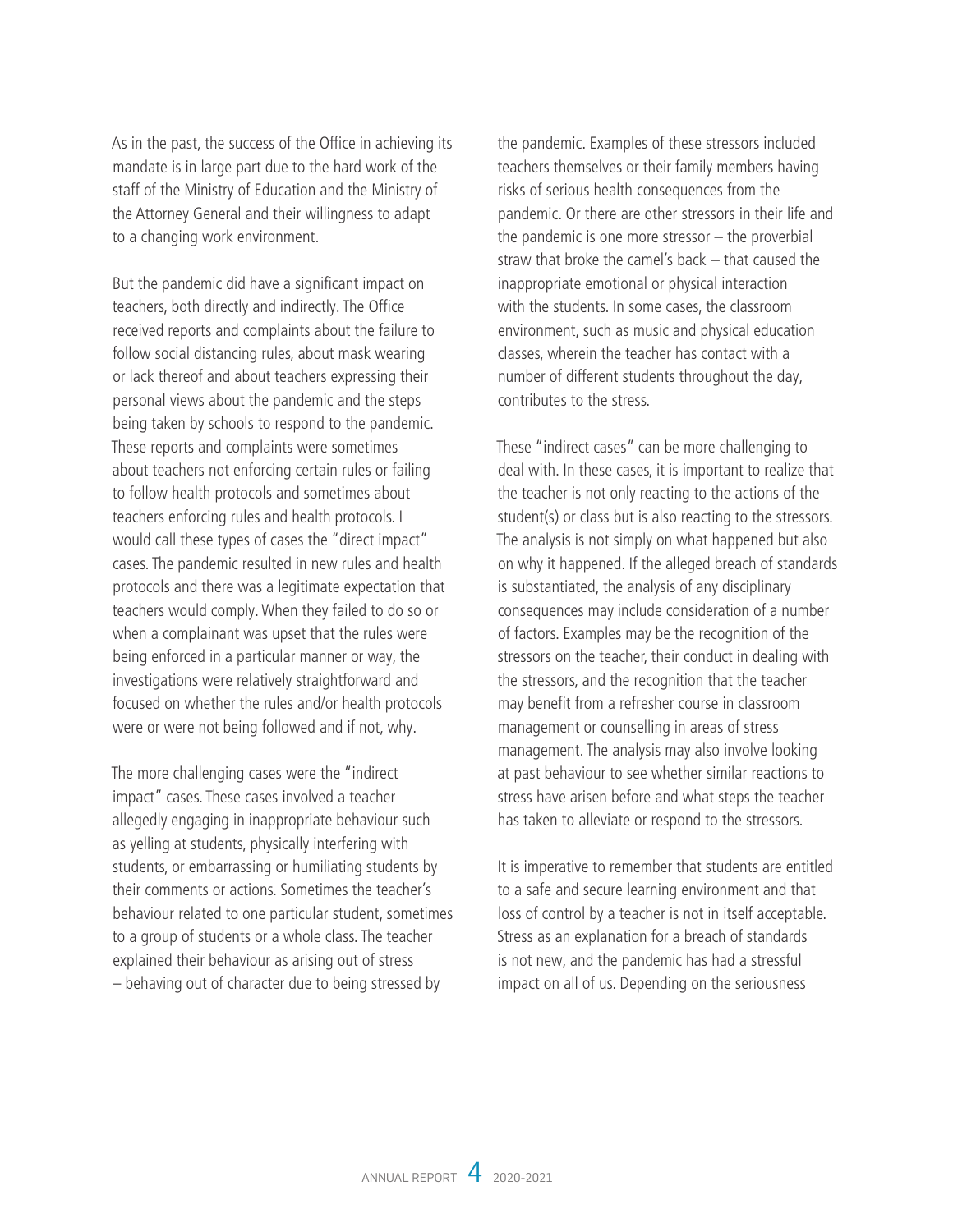As in the past, the success of the Office in achieving its mandate is in large part due to the hard work of the staff of the Ministry of Education and the Ministry of the Attorney General and their willingness to adapt to a changing work environment.

But the pandemic did have a significant impact on teachers, both directly and indirectly. The Office received reports and complaints about the failure to follow social distancing rules, about mask wearing or lack thereof and about teachers expressing their personal views about the pandemic and the steps being taken by schools to respond to the pandemic. These reports and complaints were sometimes about teachers not enforcing certain rules or failing to follow health protocols and sometimes about teachers enforcing rules and health protocols. I would call these types of cases the "direct impact" cases. The pandemic resulted in new rules and health protocols and there was a legitimate expectation that teachers would comply. When they failed to do so or when a complainant was upset that the rules were being enforced in a particular manner or way, the investigations were relatively straightforward and focused on whether the rules and/or health protocols were or were not being followed and if not, why.

The more challenging cases were the "indirect impact" cases. These cases involved a teacher allegedly engaging in inappropriate behaviour such as yelling at students, physically interfering with students, or embarrassing or humiliating students by their comments or actions. Sometimes the teacher's behaviour related to one particular student, sometimes to a group of students or a whole class. The teacher explained their behaviour as arising out of stress – behaving out of character due to being stressed by the pandemic. Examples of these stressors included teachers themselves or their family members having risks of serious health consequences from the pandemic. Or there are other stressors in their life and the pandemic is one more stressor – the proverbial straw that broke the camel's back – that caused the inappropriate emotional or physical interaction with the students. In some cases, the classroom environment, such as music and physical education classes, wherein the teacher has contact with a number of different students throughout the day, contributes to the stress.

These "indirect cases" can be more challenging to deal with. In these cases, it is important to realize that the teacher is not only reacting to the actions of the student(s) or class but is also reacting to the stressors. The analysis is not simply on what happened but also on why it happened. If the alleged breach of standards is substantiated, the analysis of any disciplinary consequences may include consideration of a number of factors. Examples may be the recognition of the stressors on the teacher, their conduct in dealing with the stressors, and the recognition that the teacher may benefit from a refresher course in classroom management or counselling in areas of stress management. The analysis may also involve looking at past behaviour to see whether similar reactions to stress have arisen before and what steps the teacher has taken to alleviate or respond to the stressors.

It is imperative to remember that students are entitled to a safe and secure learning environment and that loss of control by a teacher is not in itself acceptable. Stress as an explanation for a breach of standards is not new, and the pandemic has had a stressful impact on all of us. Depending on the seriousness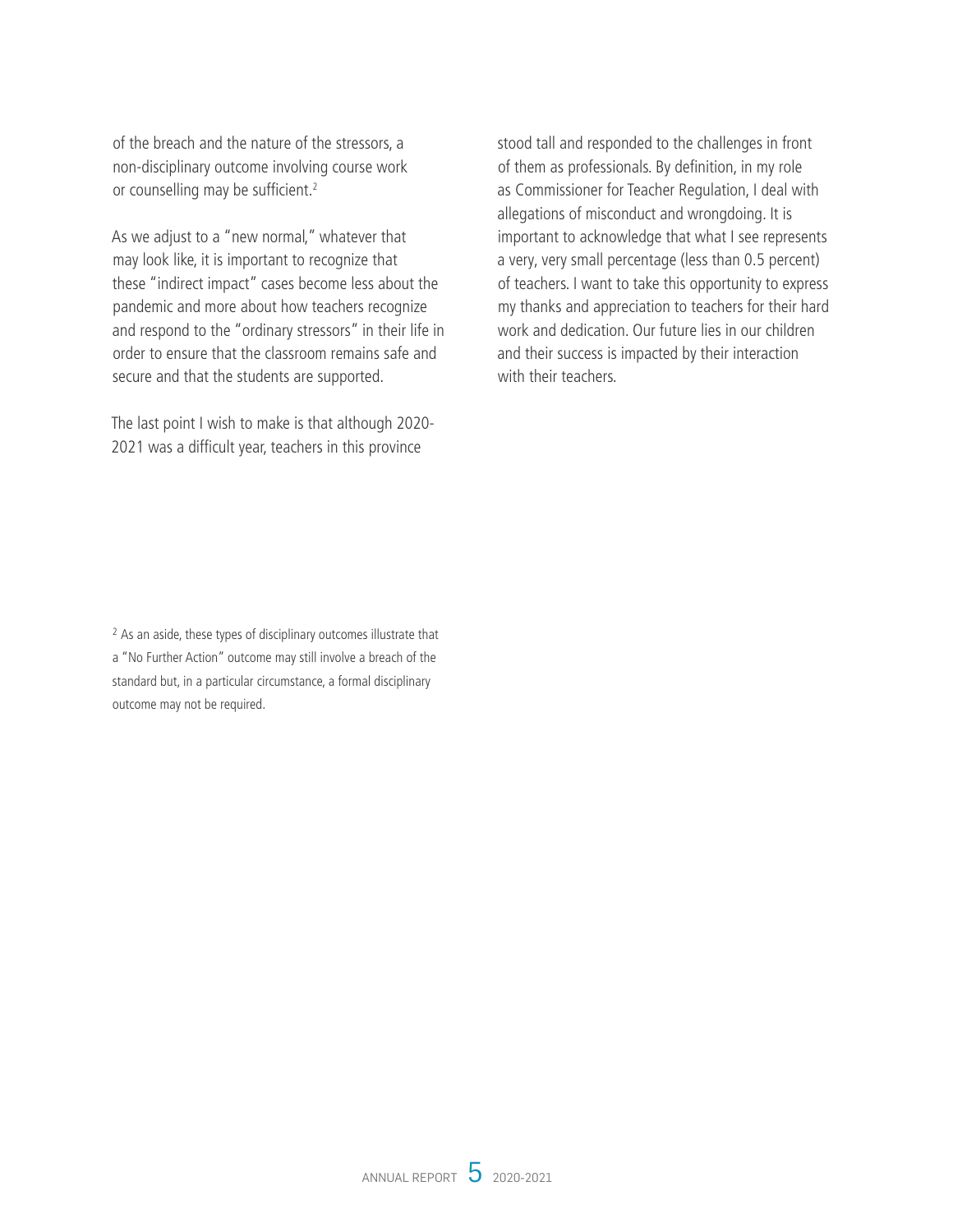of the breach and the nature of the stressors, a non-disciplinary outcome involving course work or counselling may be sufficient.[2]

As we adjust to a "new normal," whatever that may look like, it is important to recognize that these "indirect impact" cases become less about the pandemic and more about how teachers recognize and respond to the "ordinary stressors" in their life in order to ensure that the classroom remains safe and secure and that the students are supported.

The last point I wish to make is that although 2020-2021 was a difficult year, teachers in this province stood tall and responded to the challenges in front of them as professionals. By definition, in my role as Commissioner for Teacher Regulation, I deal with allegations of misconduct and wrongdoing. It is important to acknowledge that what I see represents a very, very small percentage (less than 0.5 percent) of teachers. I want to take this opportunity to express my thanks and appreciation to teachers for their hard work and dedication. Our future lies in our children and their success is impacted by their interaction with their teachers.

[2] As an aside, these types of disciplinary outcomes illustrate that a "No Further Action" outcome may still involve a breach of the standard but, in a particular circumstance, a formal disciplinary outcome may not be required.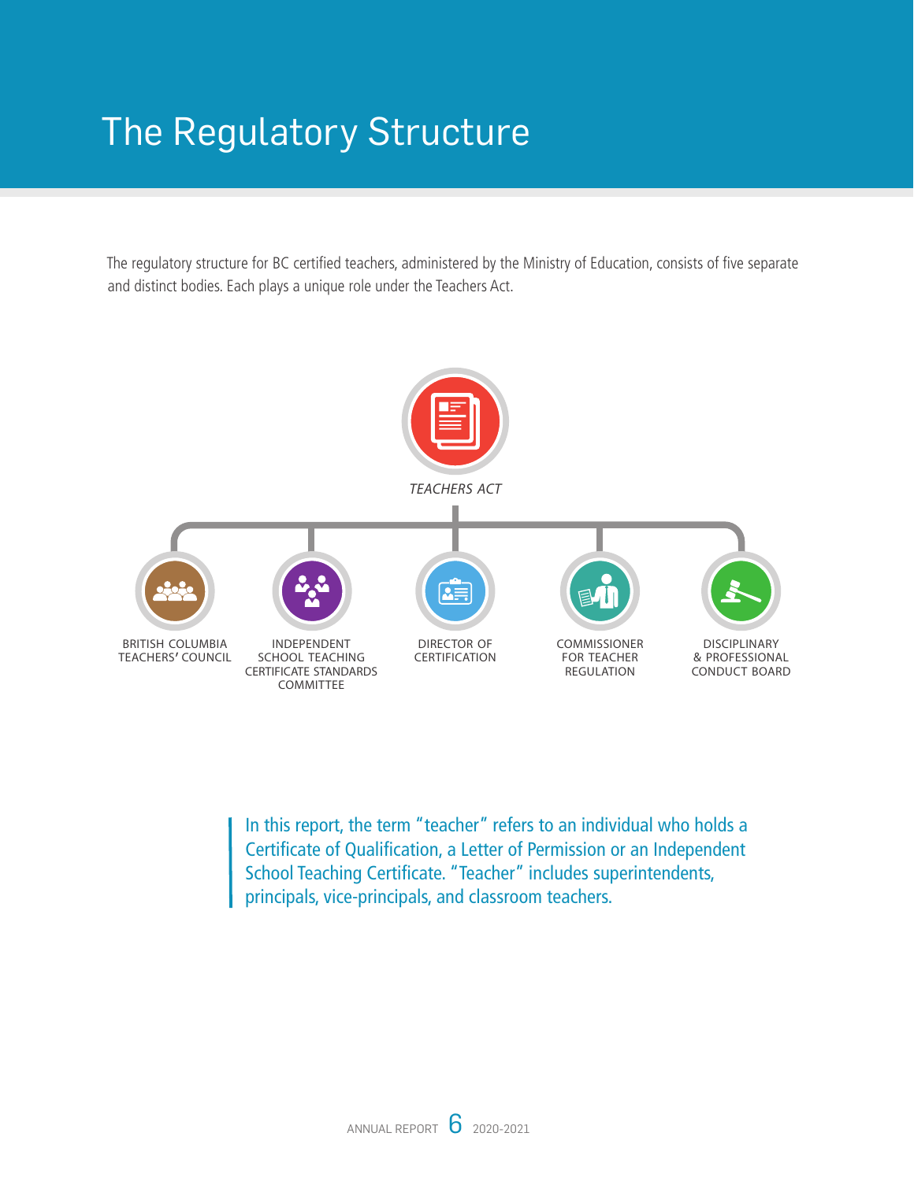# The Regulatory Structure

The regulatory structure for BC certified teachers, administered by the Ministry of Education, consists of five separate and distinct bodies. Each plays a unique role under the Teachers Act.

*TEACHERS ACT*

- BRITISH COLUMBIA TEACHERS' COUNCIL
- INDEPENDENT SCHOOL TEACHING CERTIFICATE STANDARDS COMMITTEE
- DIRECTOR OF CERTIFICATION
- COMMISSIONER FOR TEACHER REGULATION
- DISCIPLINARY & PROFESSIONAL CONDUCT BOARD

> In this report, the term "teacher" refers to an individual who holds a Certificate of Qualification, a Letter of Permission or an Independent School Teaching Certificate. "Teacher" includes superintendents, principals, vice-principals, and classroom teachers.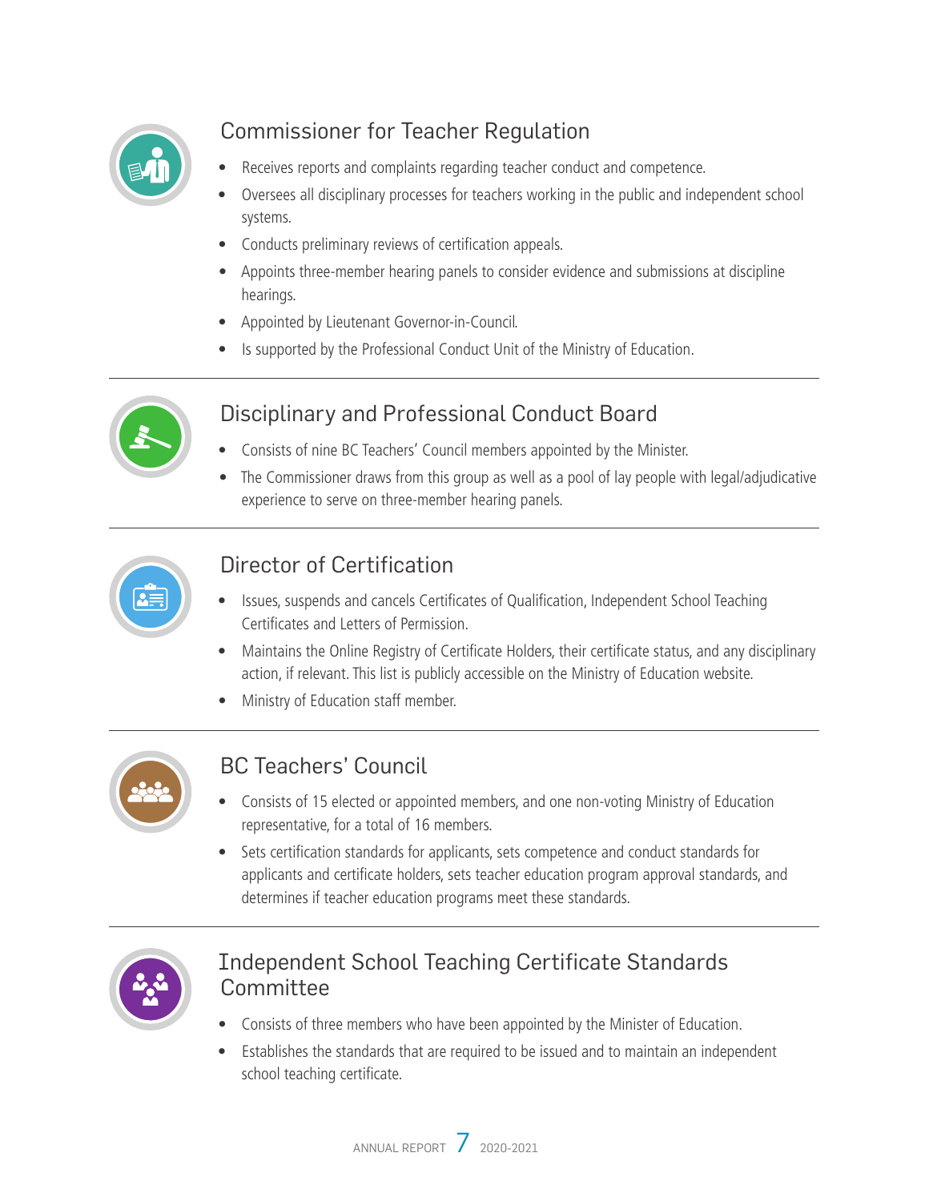## Commissioner for Teacher Regulation

- Receives reports and complaints regarding teacher conduct and competence.
- Oversees all disciplinary processes for teachers working in the public and independent school systems.
- Conducts preliminary reviews of certification appeals.
- Appoints three-member hearing panels to consider evidence and submissions at discipline hearings.
- Appointed by Lieutenant Governor-in-Council.
- Is supported by the Professional Conduct Unit of the Ministry of Education.

## Disciplinary and Professional Conduct Board

- Consists of nine BC Teachers' Council members appointed by the Minister.
- The Commissioner draws from this group as well as a pool of lay people with legal/adjudicative experience to serve on three-member hearing panels.

## Director of Certification

- Issues, suspends and cancels Certificates of Qualification, Independent School Teaching Certificates and Letters of Permission.
- Maintains the Online Registry of Certificate Holders, their certificate status, and any disciplinary action, if relevant. This list is publicly accessible on the Ministry of Education website.
- Ministry of Education staff member.

## BC Teachers' Council

- Consists of 15 elected or appointed members, and one non-voting Ministry of Education representative, for a total of 16 members.
- Sets certification standards for applicants, sets competence and conduct standards for applicants and certificate holders, sets teacher education program approval standards, and determines if teacher education programs meet these standards.

## Independent School Teaching Certificate Standards Committee

- Consists of three members who have been appointed by the Minister of Education.
- Establishes the standards that are required to be issued and to maintain an independent school teaching certificate.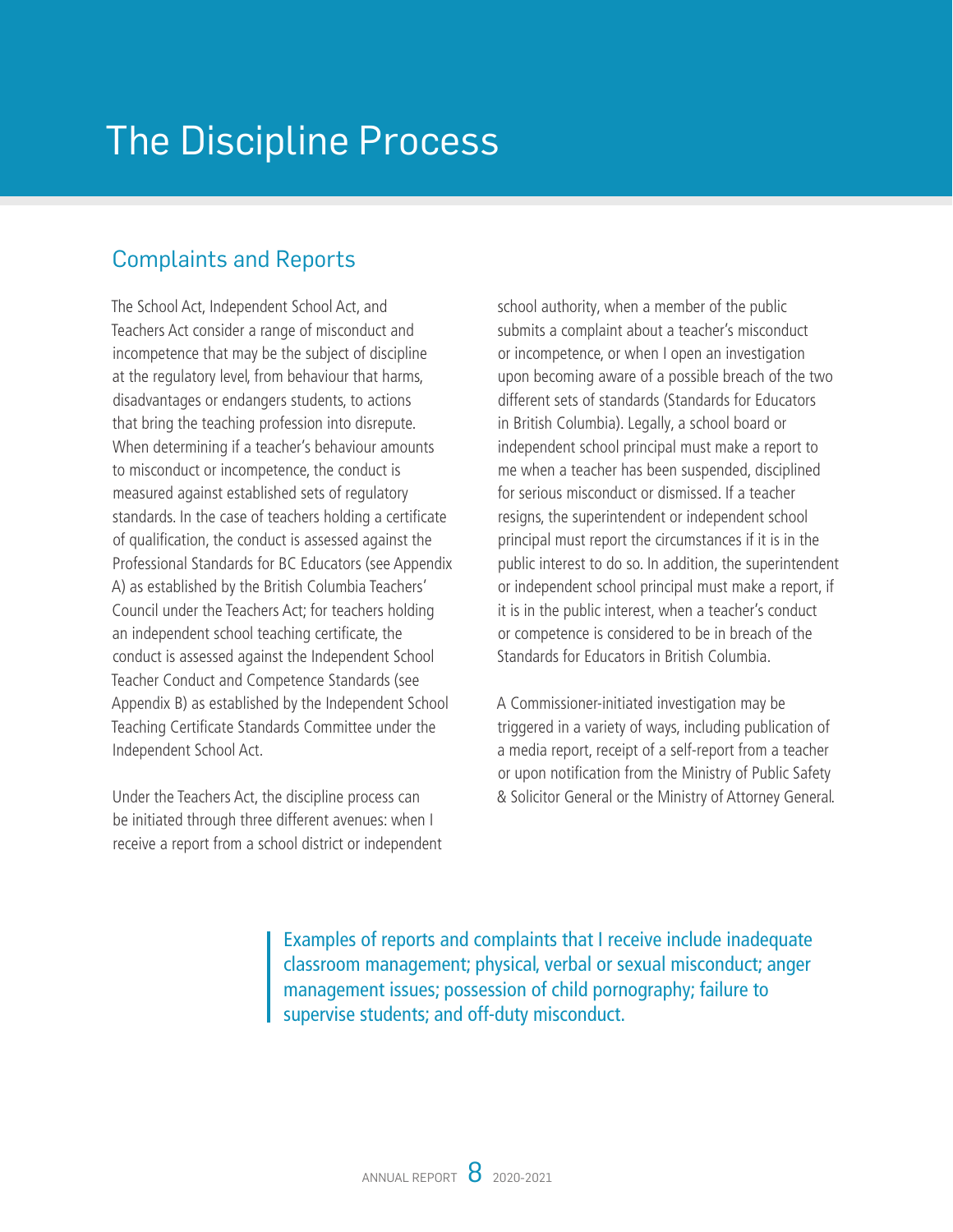# The Discipline Process

## Complaints and Reports

The School Act, Independent School Act, and Teachers Act consider a range of misconduct and incompetence that may be the subject of discipline at the regulatory level, from behaviour that harms, disadvantages or endangers students, to actions that bring the teaching profession into disrepute. When determining if a teacher's behaviour amounts to misconduct or incompetence, the conduct is measured against established sets of regulatory standards. In the case of teachers holding a certificate of qualification, the conduct is assessed against the Professional Standards for BC Educators (see Appendix A) as established by the British Columbia Teachers' Council under the Teachers Act; for teachers holding an independent school teaching certificate, the conduct is assessed against the Independent School Teacher Conduct and Competence Standards (see Appendix B) as established by the Independent School Teaching Certificate Standards Committee under the Independent School Act.

Under the Teachers Act, the discipline process can be initiated through three different avenues: when I receive a report from a school district or independent school authority, when a member of the public submits a complaint about a teacher's misconduct or incompetence, or when I open an investigation upon becoming aware of a possible breach of the two different sets of standards (Standards for Educators in British Columbia). Legally, a school board or independent school principal must make a report to me when a teacher has been suspended, disciplined for serious misconduct or dismissed. If a teacher resigns, the superintendent or independent school principal must report the circumstances if it is in the public interest to do so. In addition, the superintendent or independent school principal must make a report, if it is in the public interest, when a teacher's conduct or competence is considered to be in breach of the Standards for Educators in British Columbia.

A Commissioner-initiated investigation may be triggered in a variety of ways, including publication of a media report, receipt of a self-report from a teacher or upon notification from the Ministry of Public Safety & Solicitor General or the Ministry of Attorney General.

> Examples of reports and complaints that I receive include inadequate classroom management; physical, verbal or sexual misconduct; anger management issues; possession of child pornography; failure to supervise students; and off-duty misconduct.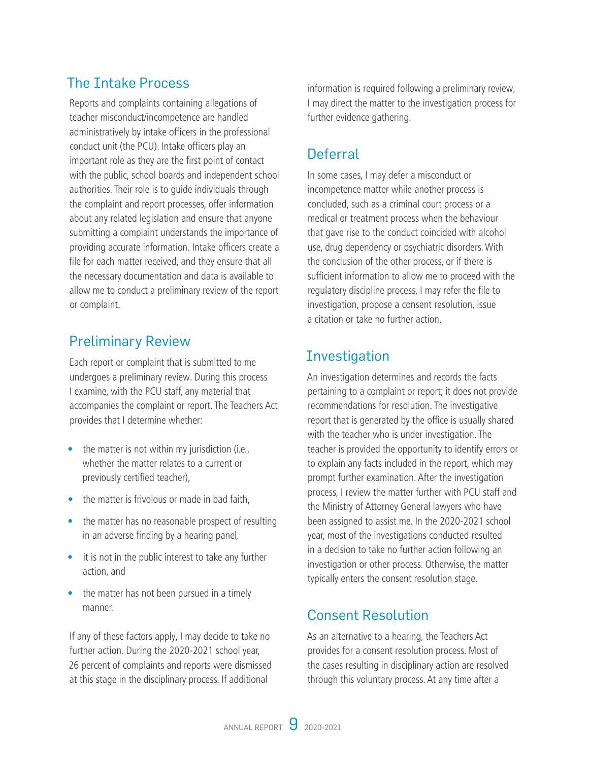## The Intake Process

Reports and complaints containing allegations of teacher misconduct/incompetence are handled administratively by intake officers in the professional conduct unit (the PCU). Intake officers play an important role as they are the first point of contact with the public, school boards and independent school authorities. Their role is to guide individuals through the complaint and report processes, offer information about any related legislation and ensure that anyone submitting a complaint understands the importance of providing accurate information. Intake officers create a file for each matter received, and they ensure that all the necessary documentation and data is available to allow me to conduct a preliminary review of the report or complaint.

## Preliminary Review

Each report or complaint that is submitted to me undergoes a preliminary review. During this process I examine, with the PCU staff, any material that accompanies the complaint or report. The Teachers Act provides that I determine whether:

- the matter is not within my jurisdiction (i.e., whether the matter relates to a current or previously certified teacher),
- the matter is frivolous or made in bad faith,
- the matter has no reasonable prospect of resulting in an adverse finding by a hearing panel,
- it is not in the public interest to take any further action, and
- the matter has not been pursued in a timely manner.

If any of these factors apply, I may decide to take no further action. During the 2020-2021 school year, 26 percent of complaints and reports were dismissed at this stage in the disciplinary process. If additional information is required following a preliminary review, I may direct the matter to the investigation process for further evidence gathering.

## Deferral

In some cases, I may defer a misconduct or incompetence matter while another process is concluded, such as a criminal court process or a medical or treatment process when the behaviour that gave rise to the conduct coincided with alcohol use, drug dependency or psychiatric disorders. With the conclusion of the other process, or if there is sufficient information to allow me to proceed with the regulatory discipline process, I may refer the file to investigation, propose a consent resolution, issue a citation or take no further action.

## Investigation

An investigation determines and records the facts pertaining to a complaint or report; it does not provide recommendations for resolution. The investigative report that is generated by the office is usually shared with the teacher who is under investigation. The teacher is provided the opportunity to identify errors or to explain any facts included in the report, which may prompt further examination. After the investigation process, I review the matter further with PCU staff and the Ministry of Attorney General lawyers who have been assigned to assist me. In the 2020-2021 school year, most of the investigations conducted resulted in a decision to take no further action following an investigation or other process. Otherwise, the matter typically enters the consent resolution stage.

## Consent Resolution

As an alternative to a hearing, the Teachers Act provides for a consent resolution process. Most of the cases resulting in disciplinary action are resolved through this voluntary process. At any time after a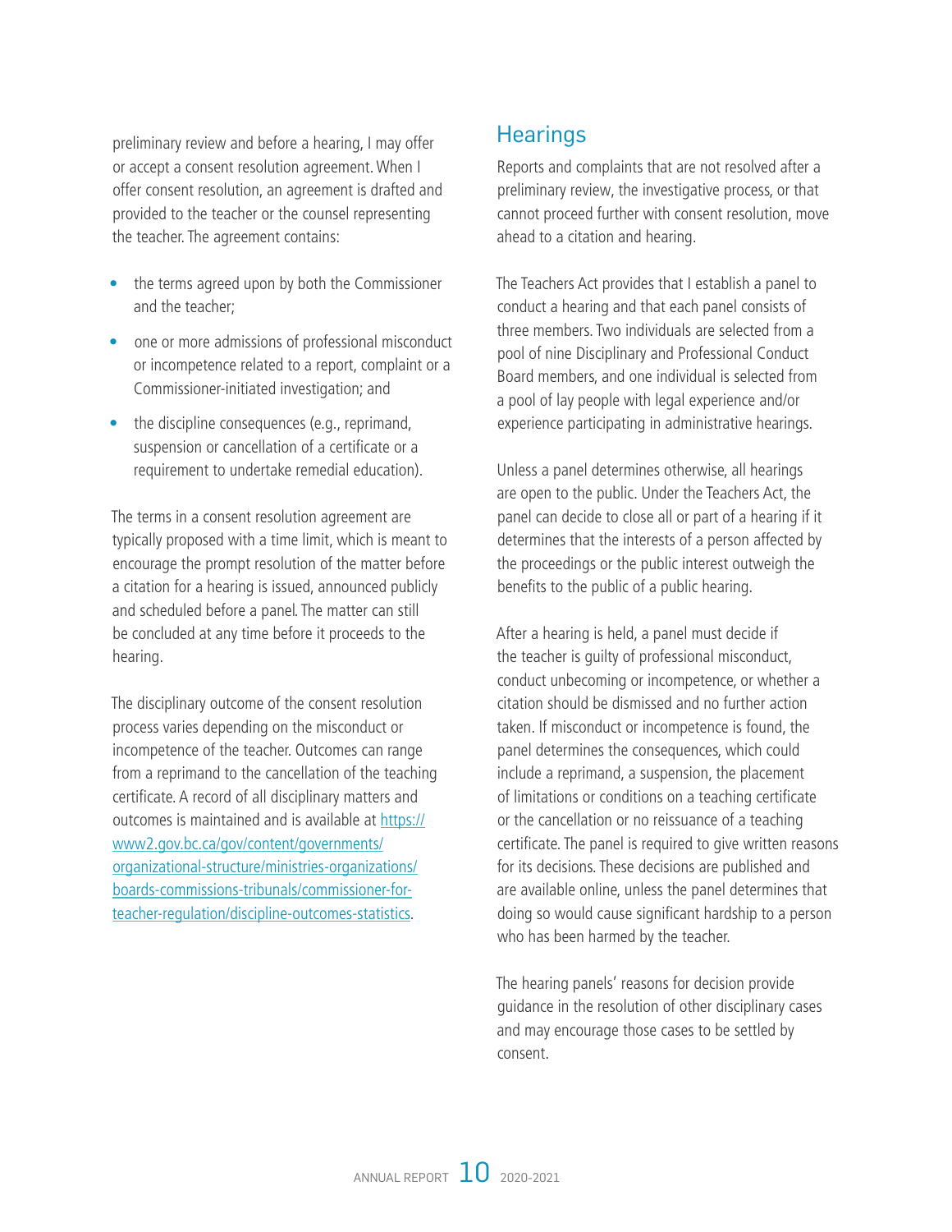preliminary review and before a hearing, I may offer or accept a consent resolution agreement. When I offer consent resolution, an agreement is drafted and provided to the teacher or the counsel representing the teacher. The agreement contains:

- the terms agreed upon by both the Commissioner and the teacher;
- one or more admissions of professional misconduct or incompetence related to a report, complaint or a Commissioner-initiated investigation; and
- the discipline consequences (e.g., reprimand, suspension or cancellation of a certificate or a requirement to undertake remedial education).

The terms in a consent resolution agreement are typically proposed with a time limit, which is meant to encourage the prompt resolution of the matter before a citation for a hearing is issued, announced publicly and scheduled before a panel. The matter can still be concluded at any time before it proceeds to the hearing.

The disciplinary outcome of the consent resolution process varies depending on the misconduct or incompetence of the teacher. Outcomes can range from a reprimand to the cancellation of the teaching certificate. A record of all disciplinary matters and outcomes is maintained and is available at https://www2.gov.bc.ca/gov/content/governments/organizational-structure/ministries-organizations/boards-commissions-tribunals/commissioner-for-teacher-regulation/discipline-outcomes-statistics.

## Hearings

Reports and complaints that are not resolved after a preliminary review, the investigative process, or that cannot proceed further with consent resolution, move ahead to a citation and hearing.

The Teachers Act provides that I establish a panel to conduct a hearing and that each panel consists of three members. Two individuals are selected from a pool of nine Disciplinary and Professional Conduct Board members, and one individual is selected from a pool of lay people with legal experience and/or experience participating in administrative hearings.

Unless a panel determines otherwise, all hearings are open to the public. Under the Teachers Act, the panel can decide to close all or part of a hearing if it determines that the interests of a person affected by the proceedings or the public interest outweigh the benefits to the public of a public hearing.

After a hearing is held, a panel must decide if the teacher is guilty of professional misconduct, conduct unbecoming or incompetence, or whether a citation should be dismissed and no further action taken. If misconduct or incompetence is found, the panel determines the consequences, which could include a reprimand, a suspension, the placement of limitations or conditions on a teaching certificate or the cancellation or no reissuance of a teaching certificate. The panel is required to give written reasons for its decisions. These decisions are published and are available online, unless the panel determines that doing so would cause significant hardship to a person who has been harmed by the teacher.

The hearing panels' reasons for decision provide guidance in the resolution of other disciplinary cases and may encourage those cases to be settled by consent.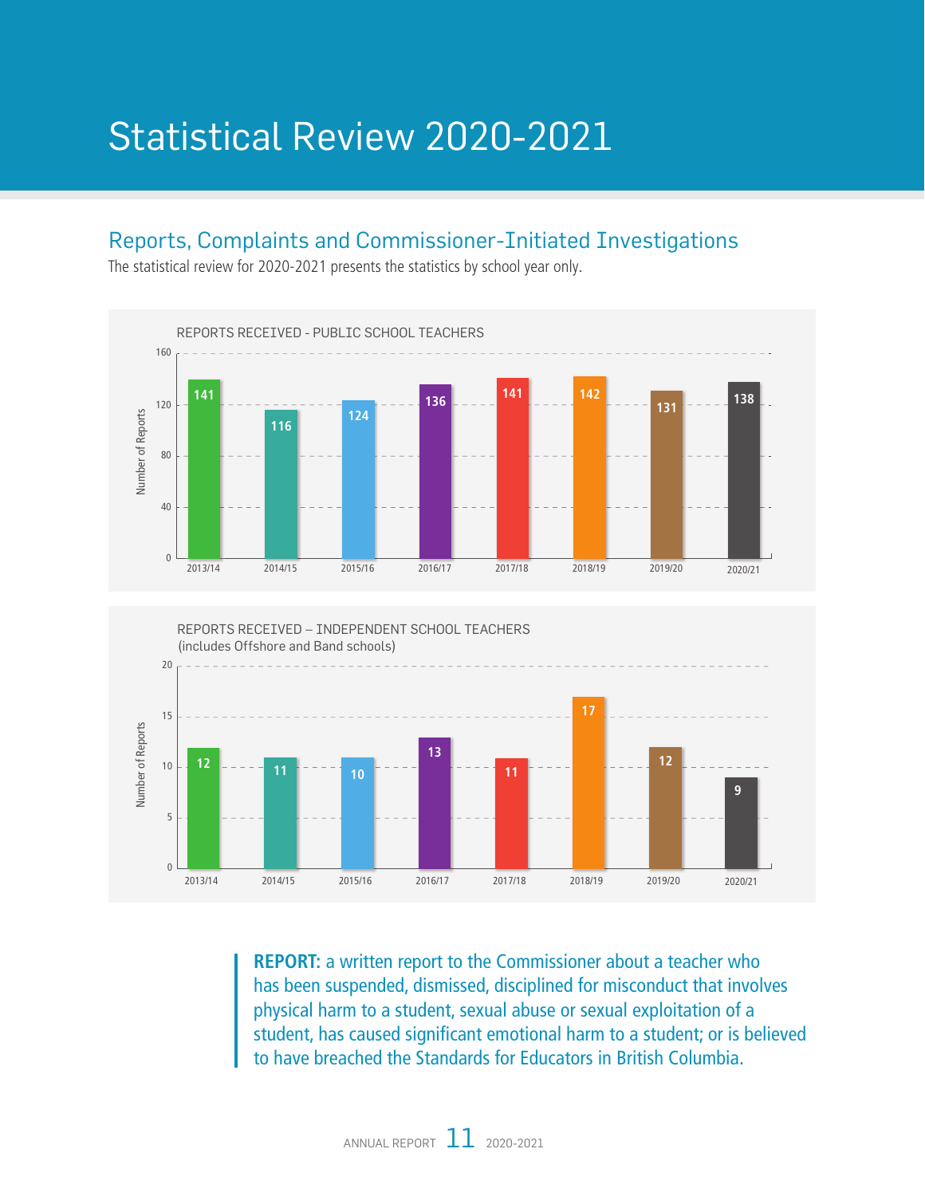# Statistical Review 2020-2021

## Reports, Complaints and Commissioner-Initiated Investigations

The statistical review for 2020-2021 presents the statistics by school year only.

REPORTS RECEIVED - PUBLIC SCHOOL TEACHERS

| School Year | Number of Reports |
|---|---|
| 2013/14 | 141 |
| 2014/15 | 116 |
| 2015/16 | 124 |
| 2016/17 | 136 |
| 2017/18 | 141 |
| 2018/19 | 142 |
| 2019/20 | 131 |
| 2020/21 | 138 |

REPORTS RECEIVED – INDEPENDENT SCHOOL TEACHERS
(includes Offshore and Band schools)

| School Year | Number of Reports |
|---|---|
| 2013/14 | 12 |
| 2014/15 | 11 |
| 2015/16 | 10 |
| 2016/17 | 13 |
| 2017/18 | 11 |
| 2018/19 | 17 |
| 2019/20 | 12 |
| 2020/21 | 9 |

**REPORT:** a written report to the Commissioner about a teacher who has been suspended, dismissed, disciplined for misconduct that involves physical harm to a student, sexual abuse or sexual exploitation of a student, has caused significant emotional harm to a student; or is believed to have breached the Standards for Educators in British Columbia.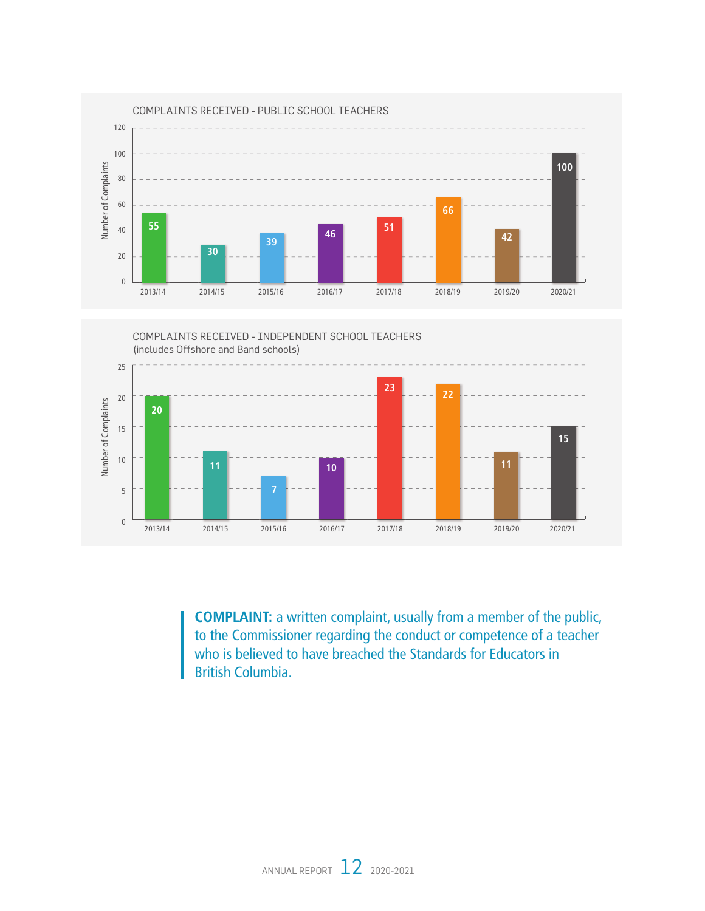## COMPLAINTS RECEIVED - PUBLIC SCHOOL TEACHERS

| Year | Number of Complaints |
|---|---|
| 2013/14 | 55 |
| 2014/15 | 30 |
| 2015/16 | 39 |
| 2016/17 | 46 |
| 2017/18 | 51 |
| 2018/19 | 66 |
| 2019/20 | 42 |
| 2020/21 | 100 |

## COMPLAINTS RECEIVED - INDEPENDENT SCHOOL TEACHERS
(includes Offshore and Band schools)

| Year | Number of Complaints |
|---|---|
| 2013/14 | 20 |
| 2014/15 | 11 |
| 2015/16 | 7 |
| 2016/17 | 10 |
| 2017/18 | 23 |
| 2018/19 | 22 |
| 2019/20 | 11 |
| 2020/21 | 15 |

**COMPLAINT:** a written complaint, usually from a member of the public, to the Commissioner regarding the conduct or competence of a teacher who is believed to have breached the Standards for Educators in British Columbia.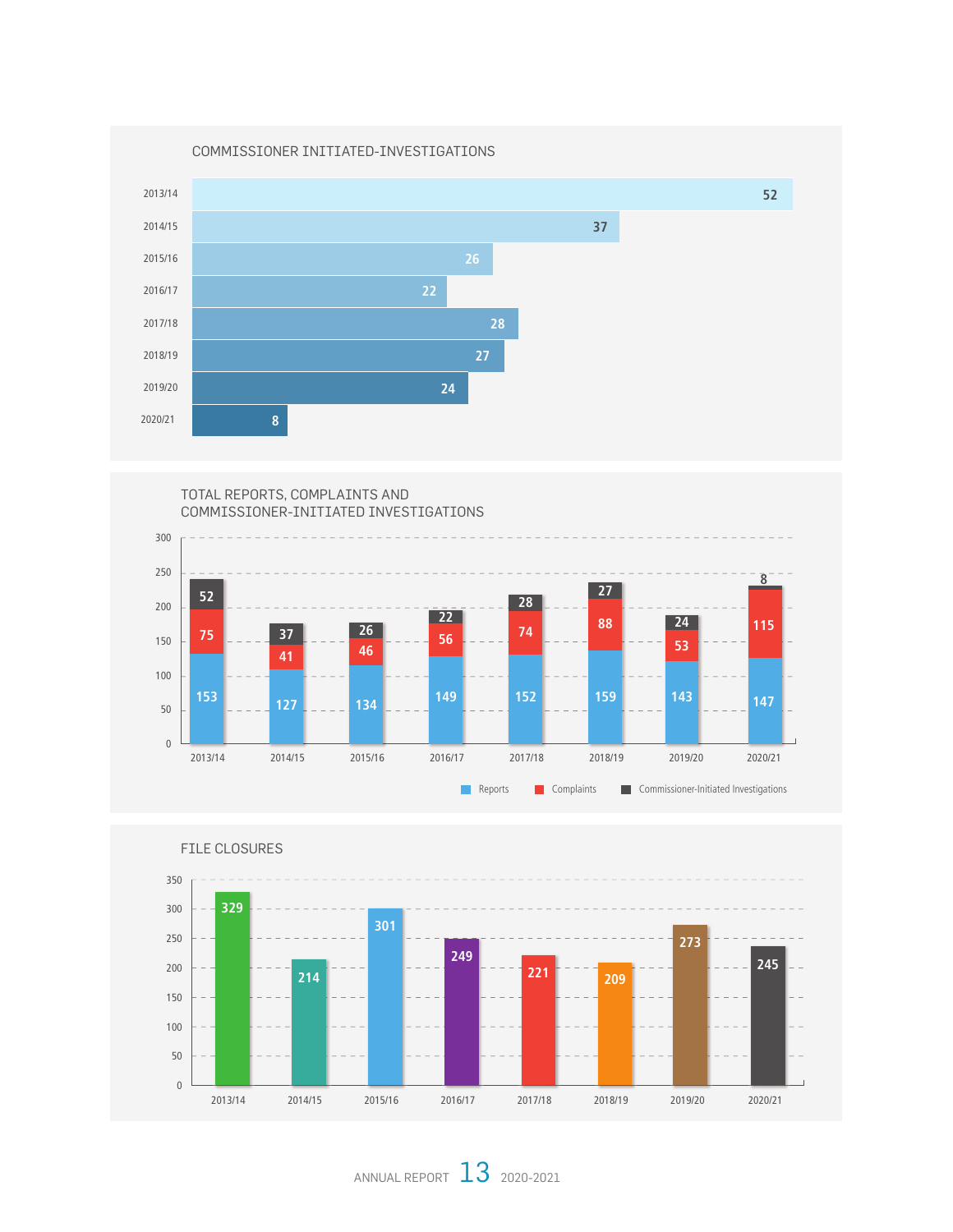## COMMISSIONER INITIATED-INVESTIGATIONS

| Year | Commissioner Initiated-Investigations |
|---|---|
| 2013/14 | 52 |
| 2014/15 | 37 |
| 2015/16 | 26 |
| 2016/17 | 22 |
| 2017/18 | 28 |
| 2018/19 | 27 |
| 2019/20 | 24 |
| 2020/21 | 8 |

## TOTAL REPORTS, COMPLAINTS AND COMMISSIONER-INITIATED INVESTIGATIONS

| Year | Reports | Complaints | Commissioner-Initiated Investigations |
|---|---|---|---|
| 2013/14 | 153 | 75 | 52 |
| 2014/15 | 127 | 41 | 37 |
| 2015/16 | 134 | 46 | 26 |
| 2016/17 | 149 | 56 | 22 |
| 2017/18 | 152 | 74 | 28 |
| 2018/19 | 159 | 88 | 27 |
| 2019/20 | 143 | 53 | 24 |
| 2020/21 | 147 | 115 | 8 |

## FILE CLOSURES

| Year | File Closures |
|---|---|
| 2013/14 | 329 |
| 2014/15 | 214 |
| 2015/16 | 301 |
| 2016/17 | 249 |
| 2017/18 | 221 |
| 2018/19 | 209 |
| 2019/20 | 273 |
| 2020/21 | 245 |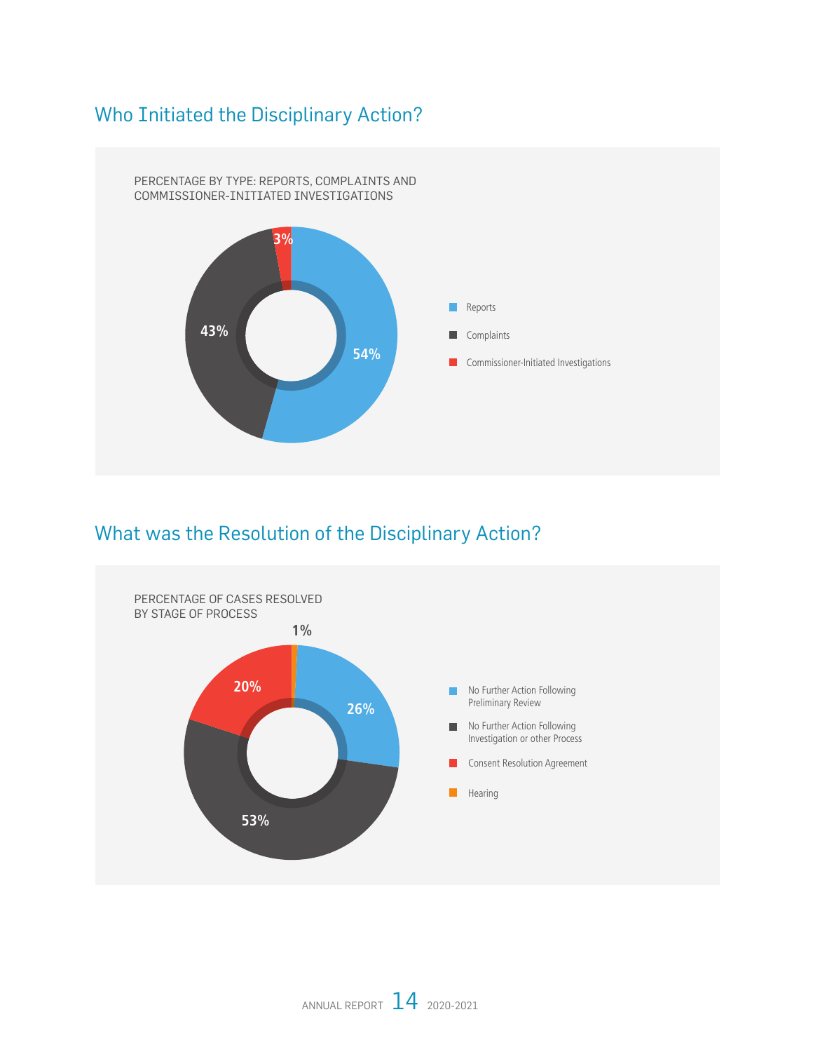## Who Initiated the Disciplinary Action?

PERCENTAGE BY TYPE: REPORTS, COMPLAINTS AND COMMISSIONER-INITIATED INVESTIGATIONS

| Type | Percentage |
|---|---|
| Reports | 54% |
| Complaints | 43% |
| Commissioner-Initiated Investigations | 3% |

## What was the Resolution of the Disciplinary Action?

PERCENTAGE OF CASES RESOLVED BY STAGE OF PROCESS

| Stage | Percentage |
|---|---|
| No Further Action Following Preliminary Review | 26% |
| No Further Action Following Investigation or other Process | 53% |
| Consent Resolution Agreement | 20% |
| Hearing | 1% |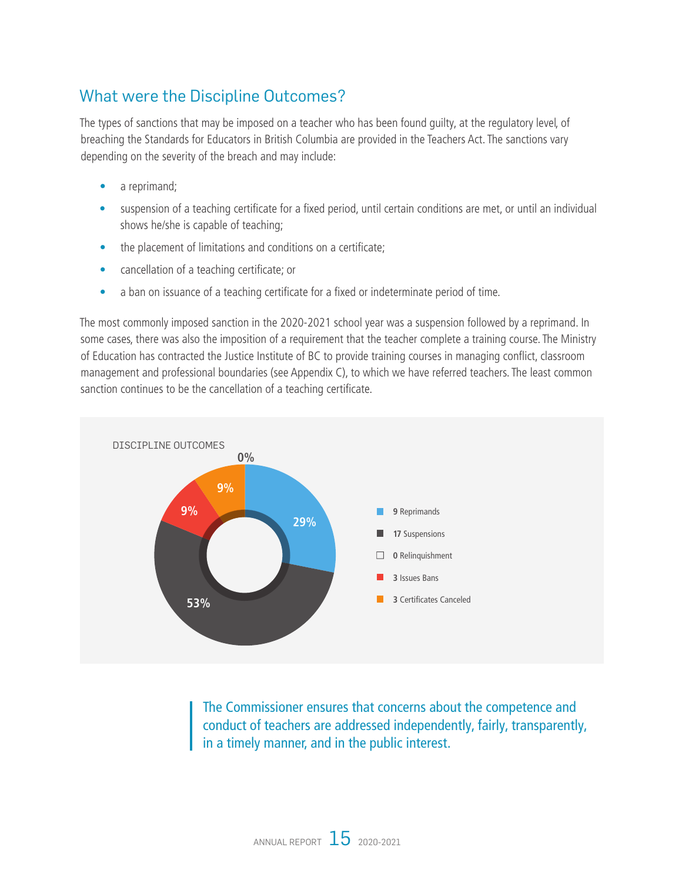## What were the Discipline Outcomes?

The types of sanctions that may be imposed on a teacher who has been found guilty, at the regulatory level, of breaching the Standards for Educators in British Columbia are provided in the Teachers Act. The sanctions vary depending on the severity of the breach and may include:

- a reprimand;
- suspension of a teaching certificate for a fixed period, until certain conditions are met, or until an individual shows he/she is capable of teaching;
- the placement of limitations and conditions on a certificate;
- cancellation of a teaching certificate; or
- a ban on issuance of a teaching certificate for a fixed or indeterminate period of time.

The most commonly imposed sanction in the 2020-2021 school year was a suspension followed by a reprimand. In some cases, there was also the imposition of a requirement that the teacher complete a training course. The Ministry of Education has contracted the Justice Institute of BC to provide training courses in managing conflict, classroom management and professional boundaries (see Appendix C), to which we have referred teachers. The least common sanction continues to be the cancellation of a teaching certificate.

DISCIPLINE OUTCOMES

| Outcome | Number | Percentage |
| --- | --- | --- |
| Reprimands | 9 | 29% |
| Suspensions | 17 | 53% |
| Relinquishment | 0 | 0% |
| Issues Bans | 3 | 9% |
| Certificates Canceled | 3 | 9% |

> The Commissioner ensures that concerns about the competence and conduct of teachers are addressed independently, fairly, transparently, in a timely manner, and in the public interest.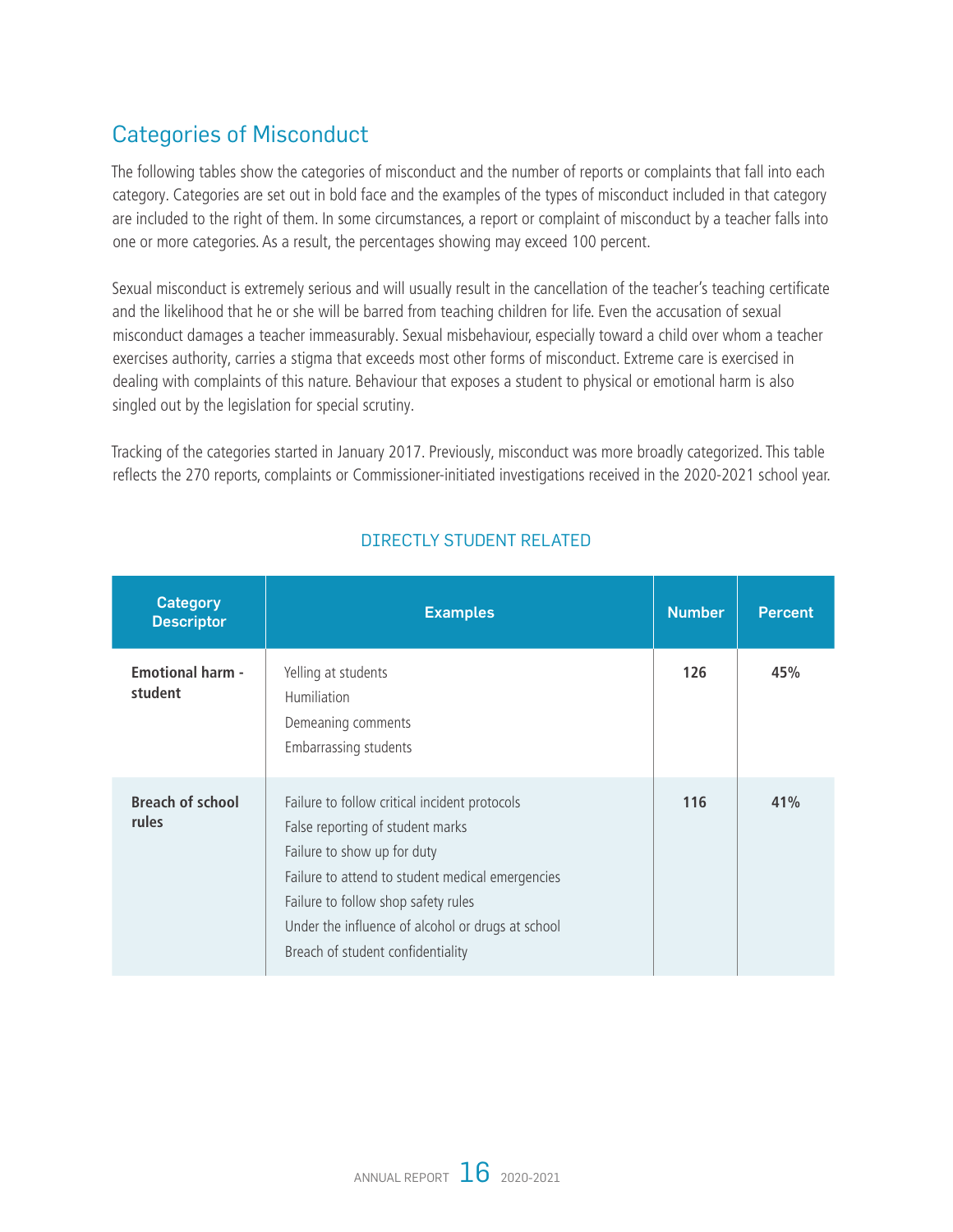## Categories of Misconduct

The following tables show the categories of misconduct and the number of reports or complaints that fall into each category. Categories are set out in bold face and the examples of the types of misconduct included in that category are included to the right of them. In some circumstances, a report or complaint of misconduct by a teacher falls into one or more categories. As a result, the percentages showing may exceed 100 percent.

Sexual misconduct is extremely serious and will usually result in the cancellation of the teacher's teaching certificate and the likelihood that he or she will be barred from teaching children for life. Even the accusation of sexual misconduct damages a teacher immeasurably. Sexual misbehaviour, especially toward a child over whom a teacher exercises authority, carries a stigma that exceeds most other forms of misconduct. Extreme care is exercised in dealing with complaints of this nature. Behaviour that exposes a student to physical or emotional harm is also singled out by the legislation for special scrutiny.

Tracking of the categories started in January 2017. Previously, misconduct was more broadly categorized. This table reflects the 270 reports, complaints or Commissioner-initiated investigations received in the 2020-2021 school year.

### DIRECTLY STUDENT RELATED

| Category Descriptor | Examples | Number | Percent |
|---|---|---|---|
| **Emotional harm - student** | Yelling at students<br>Humiliation<br>Demeaning comments<br>Embarrassing students | **126** | **45%** |
| **Breach of school rules** | Failure to follow critical incident protocols<br>False reporting of student marks<br>Failure to show up for duty<br>Failure to attend to student medical emergencies<br>Failure to follow shop safety rules<br>Under the influence of alcohol or drugs at school<br>Breach of student confidentiality | **116** | **41%** |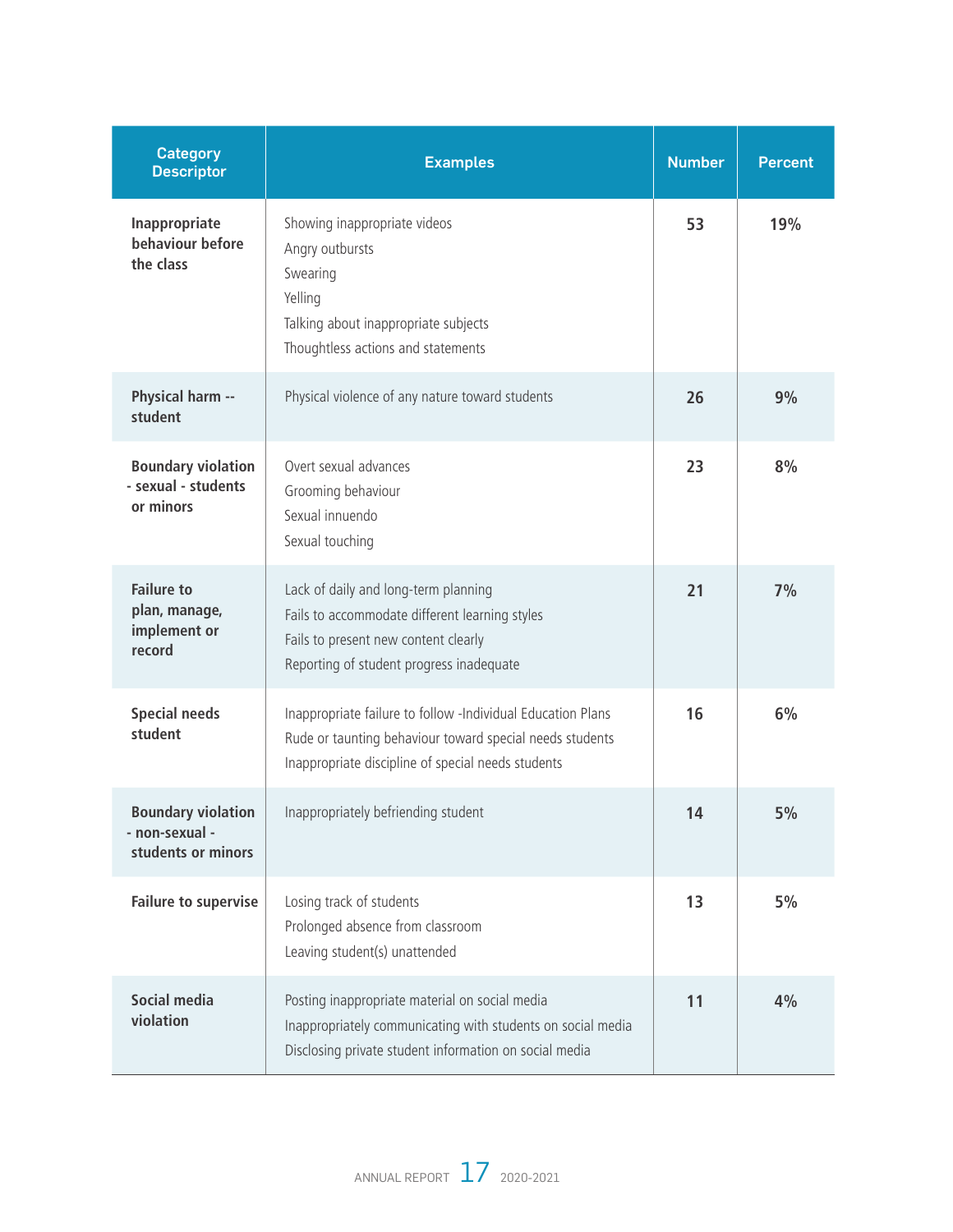| Category Descriptor | Examples | Number | Percent |
|---|---|---|---|
| **Inappropriate behaviour before the class** | Showing inappropriate videos<br>Angry outbursts<br>Swearing<br>Yelling<br>Talking about inappropriate subjects<br>Thoughtless actions and statements | **53** | **19%** |
| **Physical harm -- student** | Physical violence of any nature toward students | **26** | **9%** |
| **Boundary violation - sexual - students or minors** | Overt sexual advances<br>Grooming behaviour<br>Sexual innuendo<br>Sexual touching | **23** | **8%** |
| **Failure to plan, manage, implement or record** | Lack of daily and long-term planning<br>Fails to accommodate different learning styles<br>Fails to present new content clearly<br>Reporting of student progress inadequate | **21** | **7%** |
| **Special needs student** | Inappropriate failure to follow -Individual Education Plans<br>Rude or taunting behaviour toward special needs students<br>Inappropriate discipline of special needs students | **16** | **6%** |
| **Boundary violation - non-sexual - students or minors** | Inappropriately befriending student | **14** | **5%** |
| **Failure to supervise** | Losing track of students<br>Prolonged absence from classroom<br>Leaving student(s) unattended | **13** | **5%** |
| **Social media violation** | Posting inappropriate material on social media<br>Inappropriately communicating with students on social media<br>Disclosing private student information on social media | **11** | **4%** |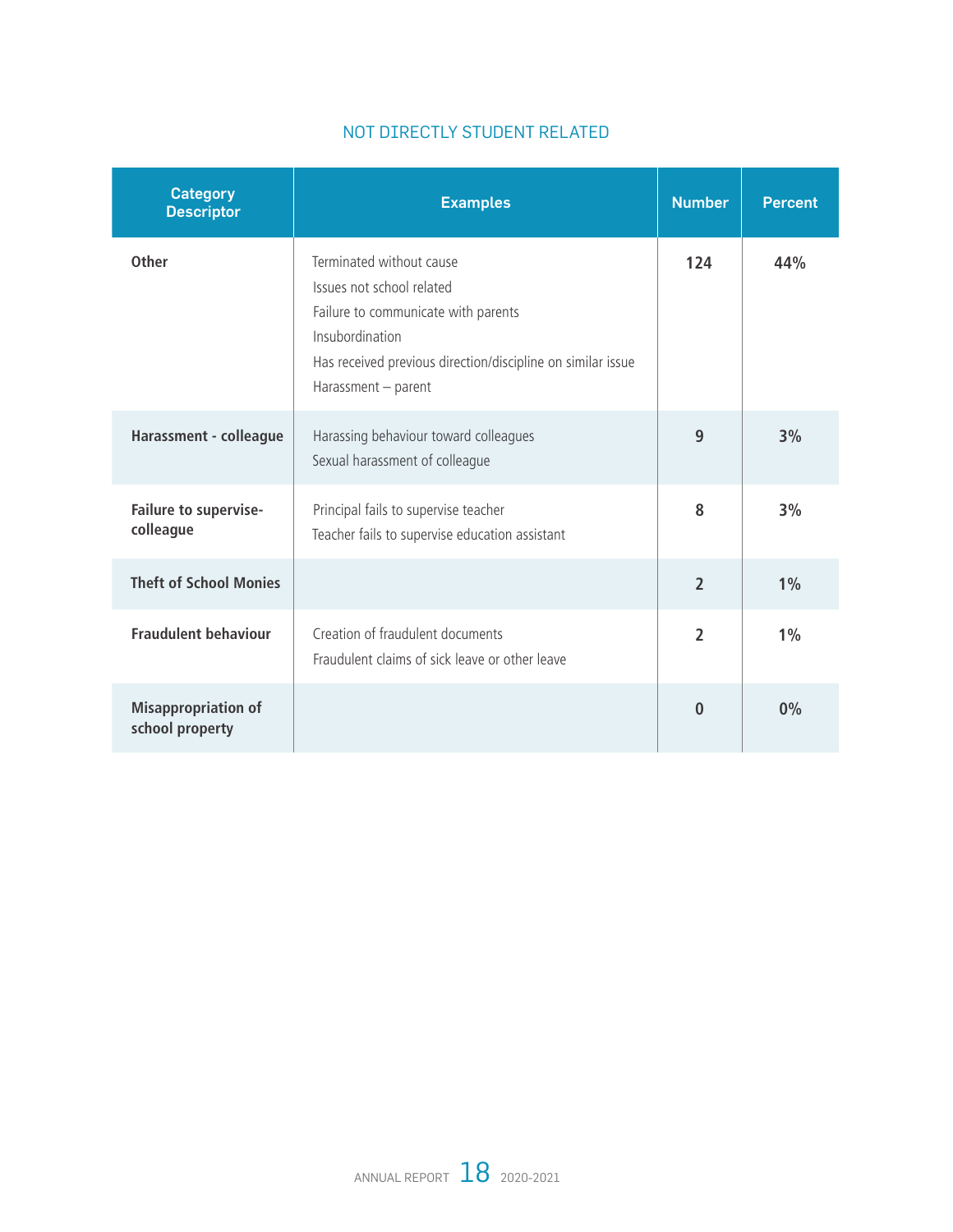## NOT DIRECTLY STUDENT RELATED

| Category Descriptor | Examples | Number | Percent |
|---|---|---|---|
| **Other** | Terminated without cause<br>Issues not school related<br>Failure to communicate with parents<br>Insubordination<br>Has received previous direction/discipline on similar issue<br>Harassment – parent | **124** | **44%** |
| **Harassment - colleague** | Harassing behaviour toward colleagues<br>Sexual harassment of colleague | **9** | **3%** |
| **Failure to supervise-colleague** | Principal fails to supervise teacher<br>Teacher fails to supervise education assistant | **8** | **3%** |
| **Theft of School Monies** | | **2** | **1%** |
| **Fraudulent behaviour** | Creation of fraudulent documents<br>Fraudulent claims of sick leave or other leave | **2** | **1%** |
| **Misappropriation of school property** | | **0** | **0%** |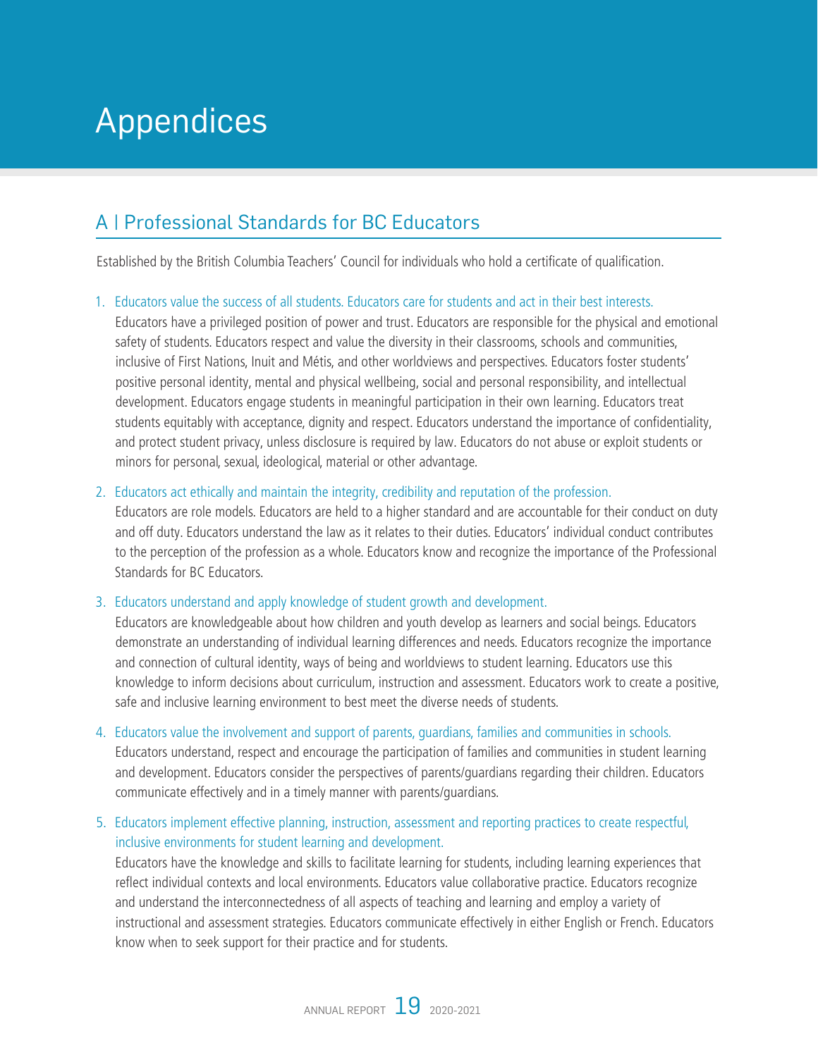# Appendices

## A | Professional Standards for BC Educators

Established by the British Columbia Teachers' Council for individuals who hold a certificate of qualification.

1. Educators value the success of all students. Educators care for students and act in their best interests.
   Educators have a privileged position of power and trust. Educators are responsible for the physical and emotional safety of students. Educators respect and value the diversity in their classrooms, schools and communities, inclusive of First Nations, Inuit and Métis, and other worldviews and perspectives. Educators foster students' positive personal identity, mental and physical wellbeing, social and personal responsibility, and intellectual development. Educators engage students in meaningful participation in their own learning. Educators treat students equitably with acceptance, dignity and respect. Educators understand the importance of confidentiality, and protect student privacy, unless disclosure is required by law. Educators do not abuse or exploit students or minors for personal, sexual, ideological, material or other advantage.

2. Educators act ethically and maintain the integrity, credibility and reputation of the profession.
   Educators are role models. Educators are held to a higher standard and are accountable for their conduct on duty and off duty. Educators understand the law as it relates to their duties. Educators' individual conduct contributes to the perception of the profession as a whole. Educators know and recognize the importance of the Professional Standards for BC Educators.

3. Educators understand and apply knowledge of student growth and development.
   Educators are knowledgeable about how children and youth develop as learners and social beings. Educators demonstrate an understanding of individual learning differences and needs. Educators recognize the importance and connection of cultural identity, ways of being and worldviews to student learning. Educators use this knowledge to inform decisions about curriculum, instruction and assessment. Educators work to create a positive, safe and inclusive learning environment to best meet the diverse needs of students.

4. Educators value the involvement and support of parents, guardians, families and communities in schools.
   Educators understand, respect and encourage the participation of families and communities in student learning and development. Educators consider the perspectives of parents/guardians regarding their children. Educators communicate effectively and in a timely manner with parents/guardians.

5. Educators implement effective planning, instruction, assessment and reporting practices to create respectful, inclusive environments for student learning and development.
   Educators have the knowledge and skills to facilitate learning for students, including learning experiences that reflect individual contexts and local environments. Educators value collaborative practice. Educators recognize and understand the interconnectedness of all aspects of teaching and learning and employ a variety of instructional and assessment strategies. Educators communicate effectively in either English or French. Educators know when to seek support for their practice and for students.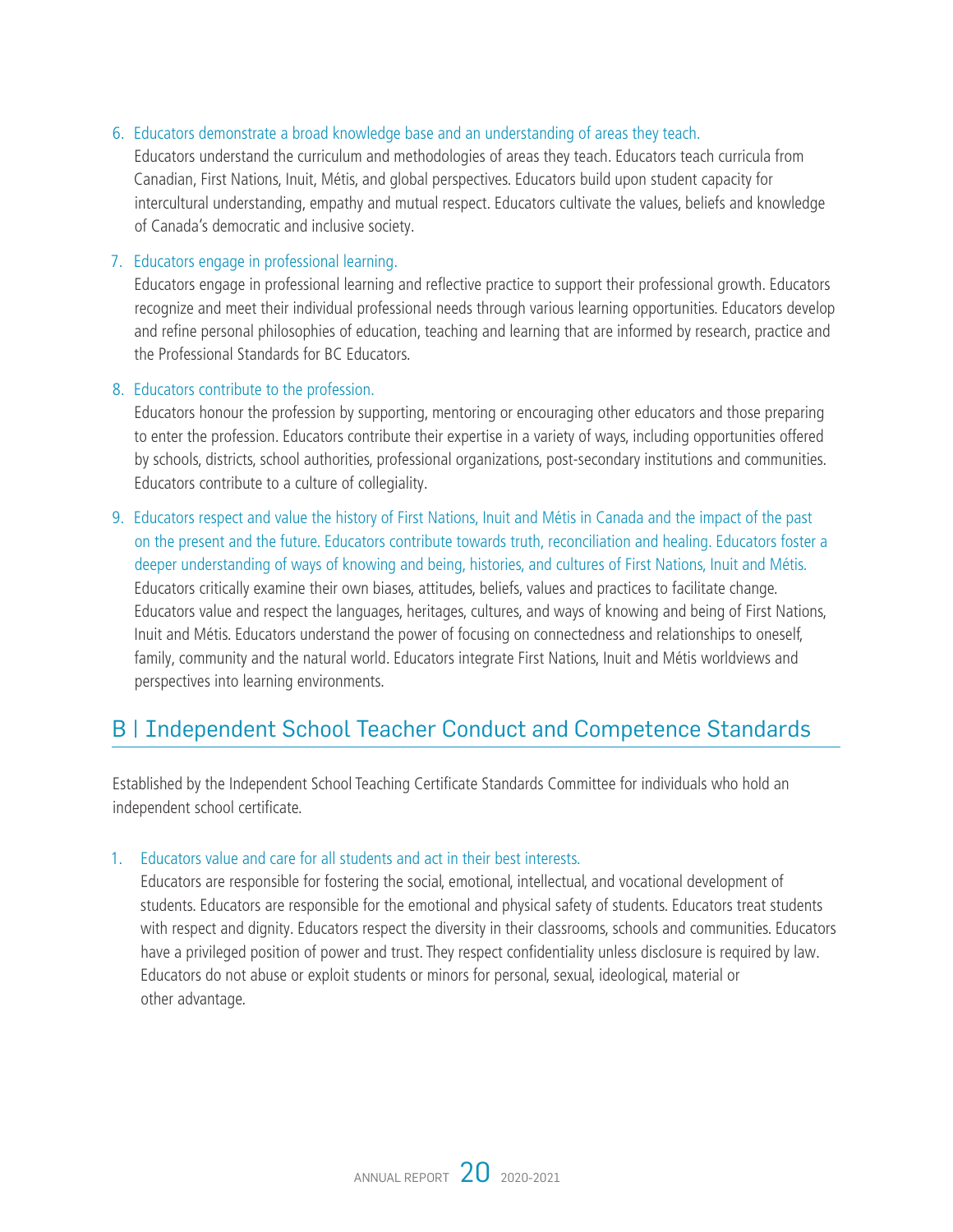6. Educators demonstrate a broad knowledge base and an understanding of areas they teach.
   Educators understand the curriculum and methodologies of areas they teach. Educators teach curricula from Canadian, First Nations, Inuit, Métis, and global perspectives. Educators build upon student capacity for intercultural understanding, empathy and mutual respect. Educators cultivate the values, beliefs and knowledge of Canada's democratic and inclusive society.

7. Educators engage in professional learning.
   Educators engage in professional learning and reflective practice to support their professional growth. Educators recognize and meet their individual professional needs through various learning opportunities. Educators develop and refine personal philosophies of education, teaching and learning that are informed by research, practice and the Professional Standards for BC Educators.

8. Educators contribute to the profession.
   Educators honour the profession by supporting, mentoring or encouraging other educators and those preparing to enter the profession. Educators contribute their expertise in a variety of ways, including opportunities offered by schools, districts, school authorities, professional organizations, post-secondary institutions and communities. Educators contribute to a culture of collegiality.

9. Educators respect and value the history of First Nations, Inuit and Métis in Canada and the impact of the past on the present and the future. Educators contribute towards truth, reconciliation and healing. Educators foster a deeper understanding of ways of knowing and being, histories, and cultures of First Nations, Inuit and Métis.
   Educators critically examine their own biases, attitudes, beliefs, values and practices to facilitate change. Educators value and respect the languages, heritages, cultures, and ways of knowing and being of First Nations, Inuit and Métis. Educators understand the power of focusing on connectedness and relationships to oneself, family, community and the natural world. Educators integrate First Nations, Inuit and Métis worldviews and perspectives into learning environments.

## B | Independent School Teacher Conduct and Competence Standards

Established by the Independent School Teaching Certificate Standards Committee for individuals who hold an independent school certificate.

1. Educators value and care for all students and act in their best interests.
   Educators are responsible for fostering the social, emotional, intellectual, and vocational development of students. Educators are responsible for the emotional and physical safety of students. Educators treat students with respect and dignity. Educators respect the diversity in their classrooms, schools and communities. Educators have a privileged position of power and trust. They respect confidentiality unless disclosure is required by law. Educators do not abuse or exploit students or minors for personal, sexual, ideological, material or other advantage.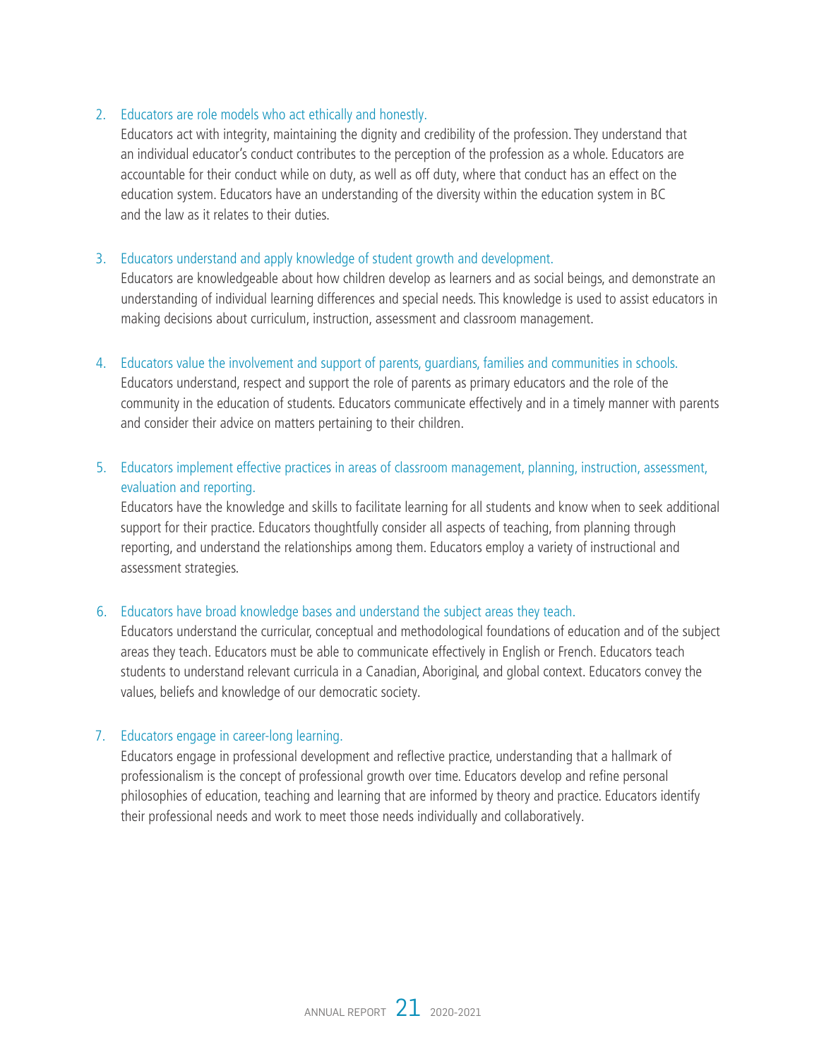2. Educators are role models who act ethically and honestly.

   Educators act with integrity, maintaining the dignity and credibility of the profession. They understand that an individual educator's conduct contributes to the perception of the profession as a whole. Educators are accountable for their conduct while on duty, as well as off duty, where that conduct has an effect on the education system. Educators have an understanding of the diversity within the education system in BC and the law as it relates to their duties.

3. Educators understand and apply knowledge of student growth and development.

   Educators are knowledgeable about how children develop as learners and as social beings, and demonstrate an understanding of individual learning differences and special needs. This knowledge is used to assist educators in making decisions about curriculum, instruction, assessment and classroom management.

4. Educators value the involvement and support of parents, guardians, families and communities in schools.

   Educators understand, respect and support the role of parents as primary educators and the role of the community in the education of students. Educators communicate effectively and in a timely manner with parents and consider their advice on matters pertaining to their children.

5. Educators implement effective practices in areas of classroom management, planning, instruction, assessment, evaluation and reporting.

   Educators have the knowledge and skills to facilitate learning for all students and know when to seek additional support for their practice. Educators thoughtfully consider all aspects of teaching, from planning through reporting, and understand the relationships among them. Educators employ a variety of instructional and assessment strategies.

6. Educators have broad knowledge bases and understand the subject areas they teach.

   Educators understand the curricular, conceptual and methodological foundations of education and of the subject areas they teach. Educators must be able to communicate effectively in English or French. Educators teach students to understand relevant curricula in a Canadian, Aboriginal, and global context. Educators convey the values, beliefs and knowledge of our democratic society.

7. Educators engage in career-long learning.

   Educators engage in professional development and reflective practice, understanding that a hallmark of professionalism is the concept of professional growth over time. Educators develop and refine personal philosophies of education, teaching and learning that are informed by theory and practice. Educators identify their professional needs and work to meet those needs individually and collaboratively.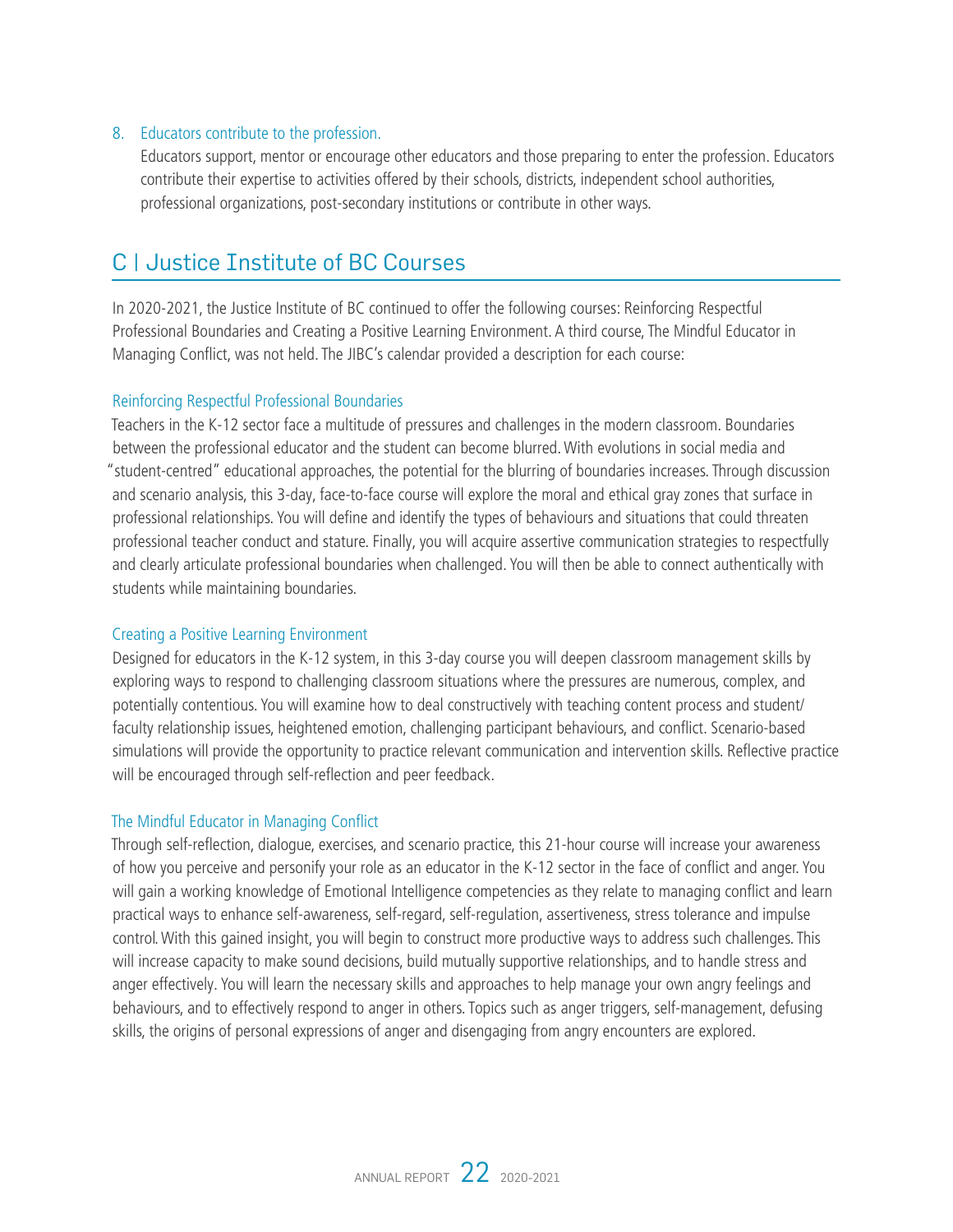8. Educators contribute to the profession.

   Educators support, mentor or encourage other educators and those preparing to enter the profession. Educators contribute their expertise to activities offered by their schools, districts, independent school authorities, professional organizations, post-secondary institutions or contribute in other ways.

## C | Justice Institute of BC Courses

In 2020-2021, the Justice Institute of BC continued to offer the following courses: Reinforcing Respectful Professional Boundaries and Creating a Positive Learning Environment. A third course, The Mindful Educator in Managing Conflict, was not held. The JIBC's calendar provided a description for each course:

### Reinforcing Respectful Professional Boundaries

Teachers in the K-12 sector face a multitude of pressures and challenges in the modern classroom. Boundaries between the professional educator and the student can become blurred. With evolutions in social media and "student-centred" educational approaches, the potential for the blurring of boundaries increases. Through discussion and scenario analysis, this 3-day, face-to-face course will explore the moral and ethical gray zones that surface in professional relationships. You will define and identify the types of behaviours and situations that could threaten professional teacher conduct and stature. Finally, you will acquire assertive communication strategies to respectfully and clearly articulate professional boundaries when challenged. You will then be able to connect authentically with students while maintaining boundaries.

### Creating a Positive Learning Environment

Designed for educators in the K-12 system, in this 3-day course you will deepen classroom management skills by exploring ways to respond to challenging classroom situations where the pressures are numerous, complex, and potentially contentious. You will examine how to deal constructively with teaching content process and student/faculty relationship issues, heightened emotion, challenging participant behaviours, and conflict. Scenario-based simulations will provide the opportunity to practice relevant communication and intervention skills. Reflective practice will be encouraged through self-reflection and peer feedback.

### The Mindful Educator in Managing Conflict

Through self-reflection, dialogue, exercises, and scenario practice, this 21-hour course will increase your awareness of how you perceive and personify your role as an educator in the K-12 sector in the face of conflict and anger. You will gain a working knowledge of Emotional Intelligence competencies as they relate to managing conflict and learn practical ways to enhance self-awareness, self-regard, self-regulation, assertiveness, stress tolerance and impulse control. With this gained insight, you will begin to construct more productive ways to address such challenges. This will increase capacity to make sound decisions, build mutually supportive relationships, and to handle stress and anger effectively. You will learn the necessary skills and approaches to help manage your own angry feelings and behaviours, and to effectively respond to anger in others. Topics such as anger triggers, self-management, defusing skills, the origins of personal expressions of anger and disengaging from angry encounters are explored.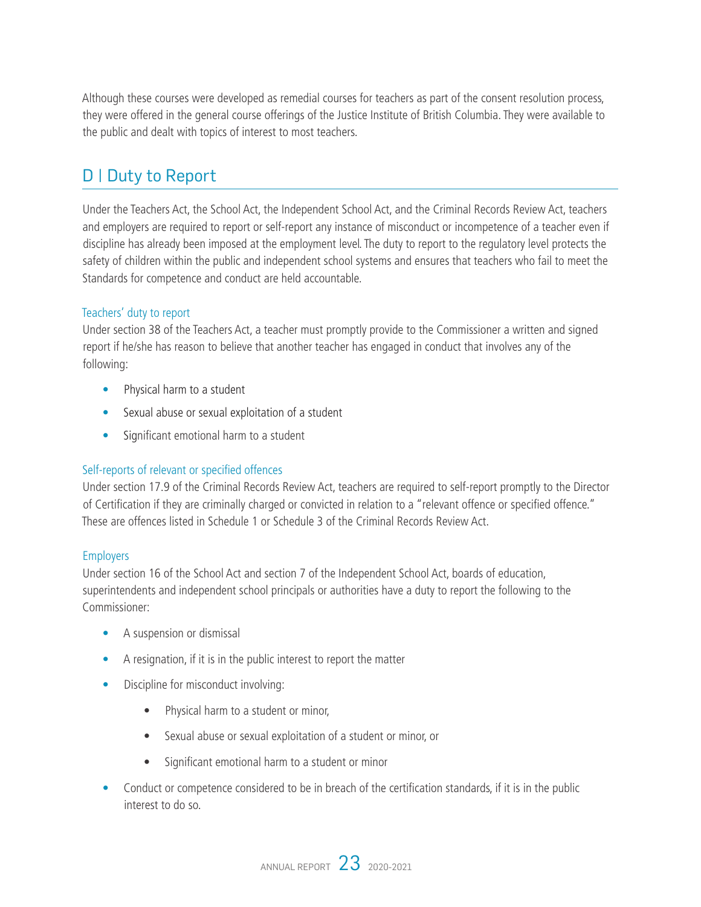Although these courses were developed as remedial courses for teachers as part of the consent resolution process, they were offered in the general course offerings of the Justice Institute of British Columbia. They were available to the public and dealt with topics of interest to most teachers.

## D | Duty to Report

Under the Teachers Act, the School Act, the Independent School Act, and the Criminal Records Review Act, teachers and employers are required to report or self-report any instance of misconduct or incompetence of a teacher even if discipline has already been imposed at the employment level. The duty to report to the regulatory level protects the safety of children within the public and independent school systems and ensures that teachers who fail to meet the Standards for competence and conduct are held accountable.

### Teachers' duty to report

Under section 38 of the Teachers Act, a teacher must promptly provide to the Commissioner a written and signed report if he/she has reason to believe that another teacher has engaged in conduct that involves any of the following:

- Physical harm to a student
- Sexual abuse or sexual exploitation of a student
- Significant emotional harm to a student

### Self-reports of relevant or specified offences

Under section 17.9 of the Criminal Records Review Act, teachers are required to self-report promptly to the Director of Certification if they are criminally charged or convicted in relation to a "relevant offence or specified offence." These are offences listed in Schedule 1 or Schedule 3 of the Criminal Records Review Act.

### Employers

Under section 16 of the School Act and section 7 of the Independent School Act, boards of education, superintendents and independent school principals or authorities have a duty to report the following to the Commissioner:

- A suspension or dismissal
- A resignation, if it is in the public interest to report the matter
- Discipline for misconduct involving:
  - Physical harm to a student or minor,
  - Sexual abuse or sexual exploitation of a student or minor, or
  - Significant emotional harm to a student or minor
- Conduct or competence considered to be in breach of the certification standards, if it is in the public interest to do so.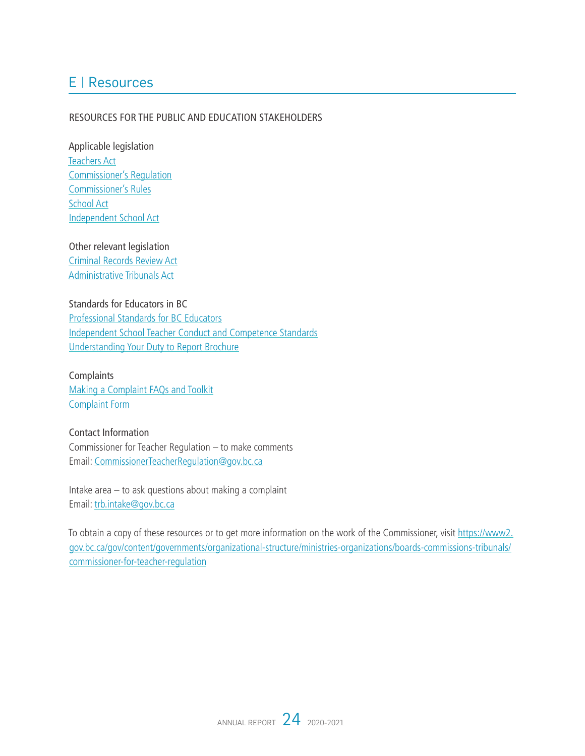# E | Resources

## RESOURCES FOR THE PUBLIC AND EDUCATION STAKEHOLDERS

### Applicable legislation

Teachers Act
Commissioner's Regulation
Commissioner's Rules
School Act
Independent School Act

### Other relevant legislation

Criminal Records Review Act
Administrative Tribunals Act

### Standards for Educators in BC

Professional Standards for BC Educators
Independent School Teacher Conduct and Competence Standards
Understanding Your Duty to Report Brochure

### Complaints

Making a Complaint FAQs and Toolkit
Complaint Form

### Contact Information

Commissioner for Teacher Regulation – to make comments
Email: CommissionerTeacherRegulation@gov.bc.ca

Intake area – to ask questions about making a complaint
Email: trb.intake@gov.bc.ca

To obtain a copy of these resources or to get more information on the work of the Commissioner, visit https://www2.gov.bc.ca/gov/content/governments/organizational-structure/ministries-organizations/boards-commissions-tribunals/commissioner-for-teacher-regulation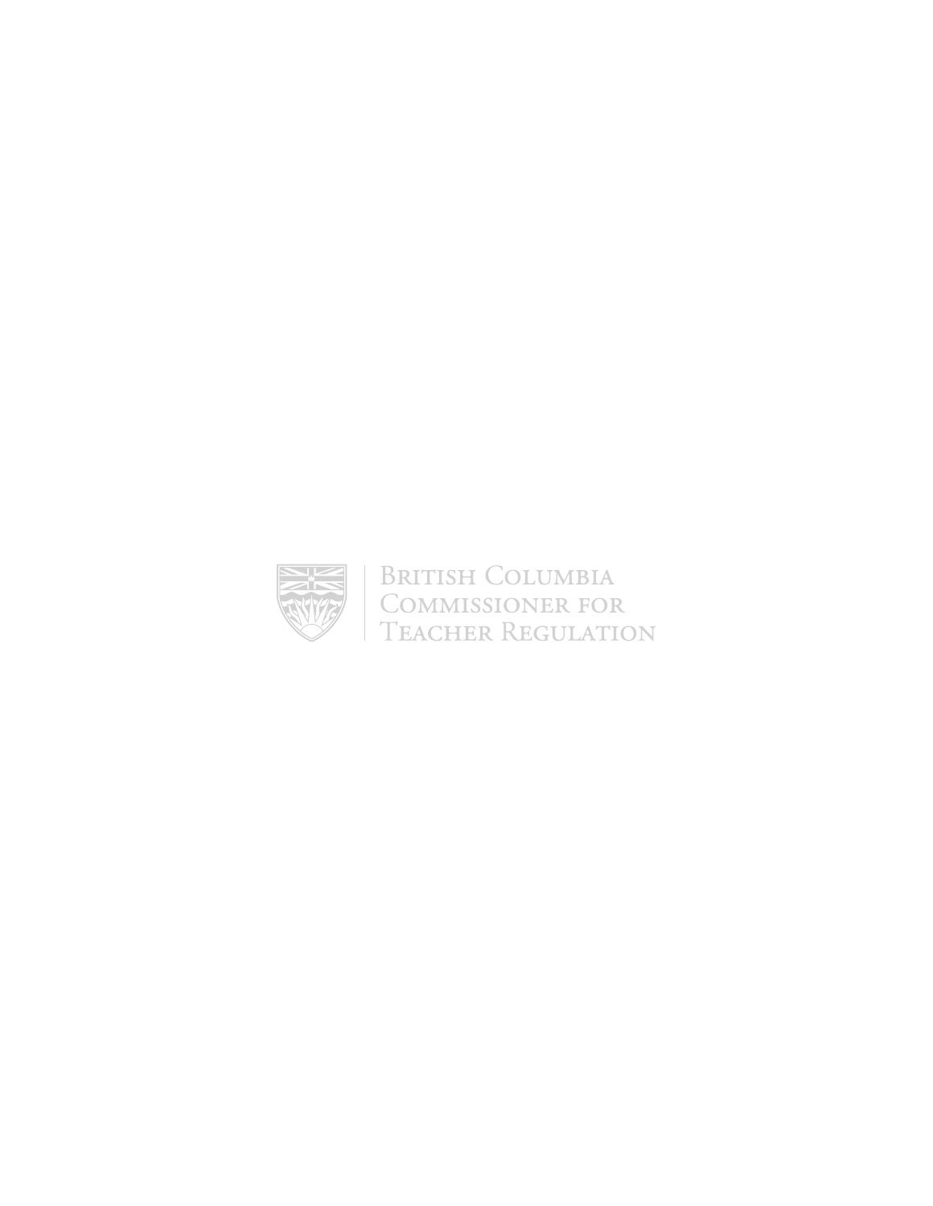British Columbia
Commissioner for
Teacher Regulation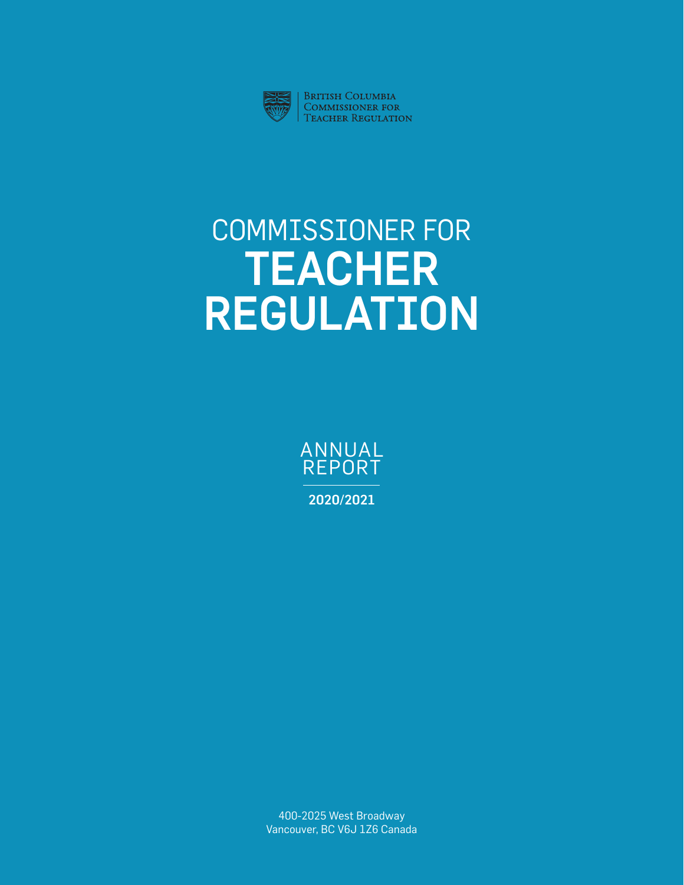British Columbia
Commissioner for
Teacher Regulation

# COMMISSIONER FOR TEACHER REGULATION

ANNUAL REPORT

**2020/2021**

400-2025 West Broadway
Vancouver, BC V6J 1Z6 Canada